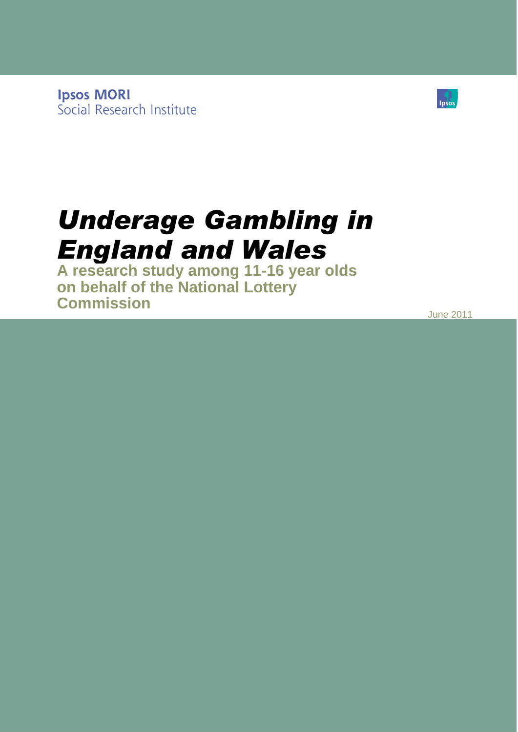Ipsos MORI
Social Research Institute

# *Underage Gambling in England and Wales*

**A research study among 11-16 year olds on behalf of the National Lottery Commission**

June 2011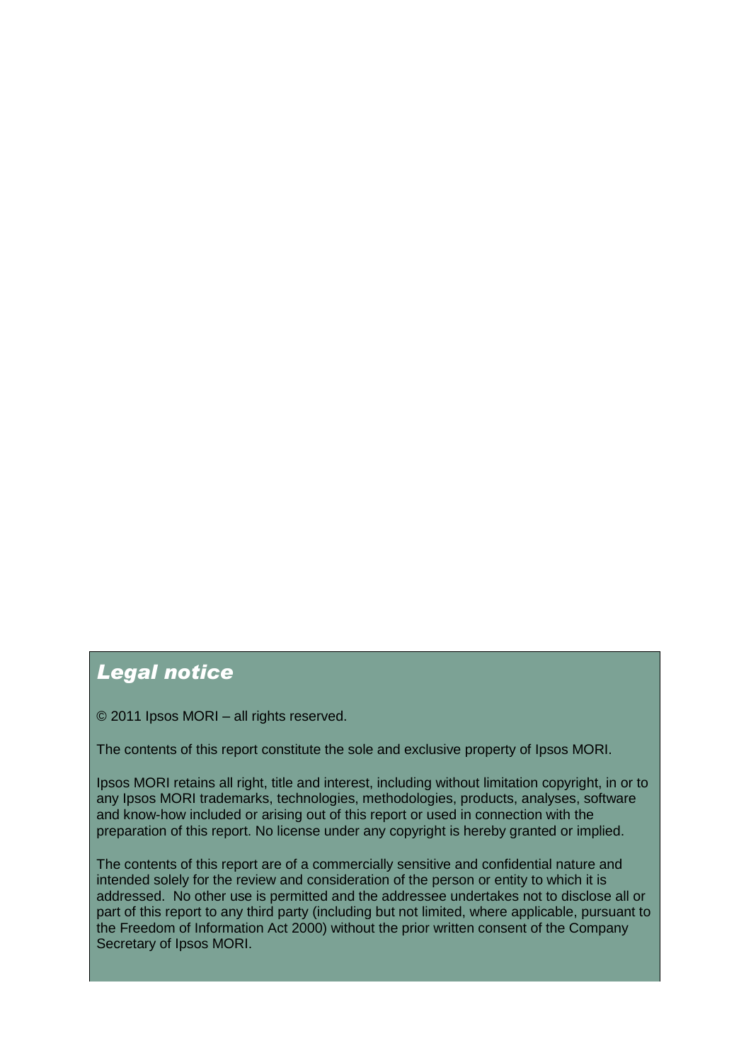## *Legal notice*

© 2011 Ipsos MORI – all rights reserved.

The contents of this report constitute the sole and exclusive property of Ipsos MORI.

Ipsos MORI retains all right, title and interest, including without limitation copyright, in or to any Ipsos MORI trademarks, technologies, methodologies, products, analyses, software and know-how included or arising out of this report or used in connection with the preparation of this report. No license under any copyright is hereby granted or implied.

The contents of this report are of a commercially sensitive and confidential nature and intended solely for the review and consideration of the person or entity to which it is addressed. No other use is permitted and the addressee undertakes not to disclose all or part of this report to any third party (including but not limited, where applicable, pursuant to the Freedom of Information Act 2000) without the prior written consent of the Company Secretary of Ipsos MORI.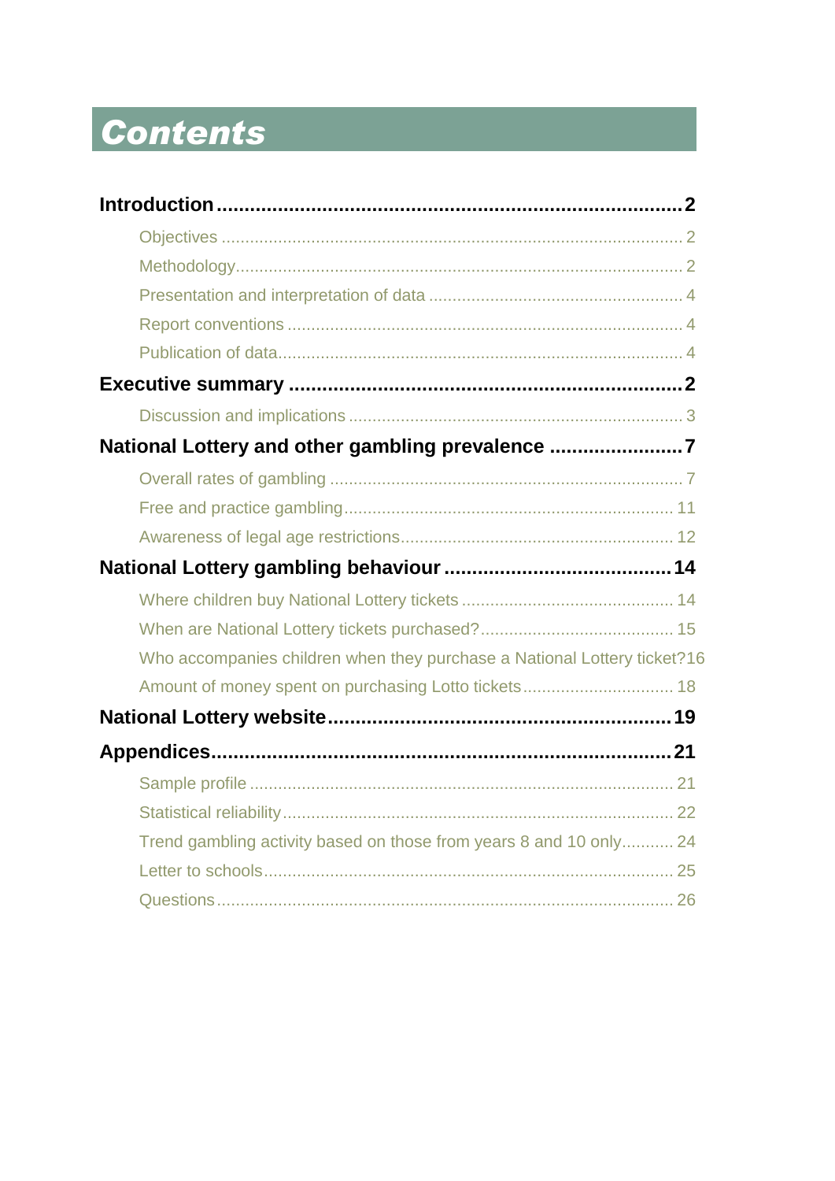# Contents

**Introduction** .......... **2**

- Objectives .......... 2
- Methodology .......... 2
- Presentation and interpretation of data .......... 4
- Report conventions .......... 4
- Publication of data .......... 4

**Executive summary** .......... **2**

- Discussion and implications .......... 3

**National Lottery and other gambling prevalence** .......... **7**

- Overall rates of gambling .......... 7
- Free and practice gambling .......... 11
- Awareness of legal age restrictions .......... 12

**National Lottery gambling behaviour** .......... **14**

- Where children buy National Lottery tickets .......... 14
- When are National Lottery tickets purchased? .......... 15
- Who accompanies children when they purchase a National Lottery ticket? 16
- Amount of money spent on purchasing Lotto tickets .......... 18

**National Lottery website** .......... **19**

**Appendices** .......... **21**

- Sample profile .......... 21
- Statistical reliability .......... 22
- Trend gambling activity based on those from years 8 and 10 only .......... 24
- Letter to schools .......... 25
- Questions .......... 26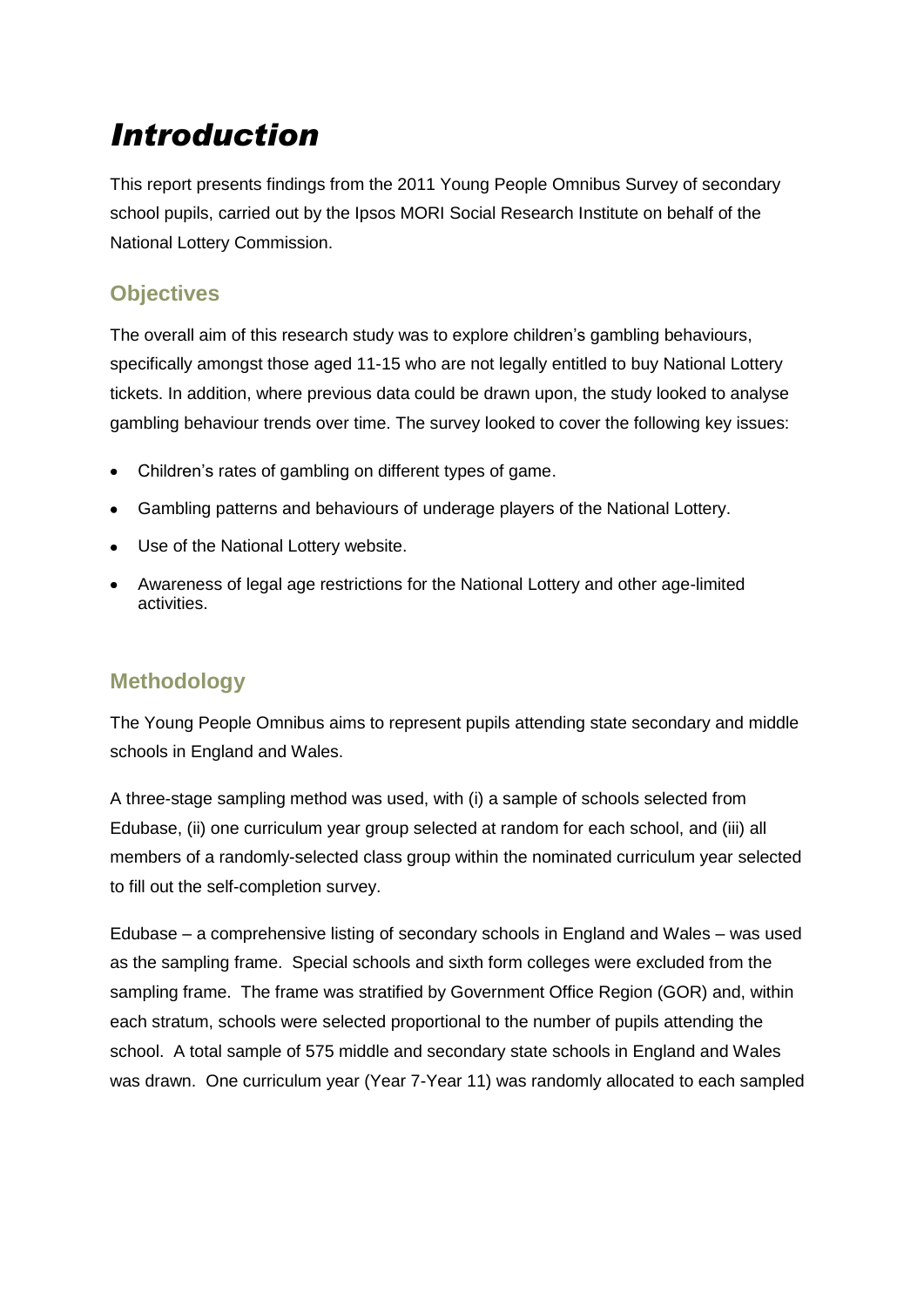# *Introduction*

This report presents findings from the 2011 Young People Omnibus Survey of secondary school pupils, carried out by the Ipsos MORI Social Research Institute on behalf of the National Lottery Commission.

## Objectives

The overall aim of this research study was to explore children's gambling behaviours, specifically amongst those aged 11-15 who are not legally entitled to buy National Lottery tickets. In addition, where previous data could be drawn upon, the study looked to analyse gambling behaviour trends over time. The survey looked to cover the following key issues:

- Children's rates of gambling on different types of game.
- Gambling patterns and behaviours of underage players of the National Lottery.
- Use of the National Lottery website.
- Awareness of legal age restrictions for the National Lottery and other age-limited activities.

## Methodology

The Young People Omnibus aims to represent pupils attending state secondary and middle schools in England and Wales.

A three-stage sampling method was used, with (i) a sample of schools selected from Edubase, (ii) one curriculum year group selected at random for each school, and (iii) all members of a randomly-selected class group within the nominated curriculum year selected to fill out the self-completion survey.

Edubase – a comprehensive listing of secondary schools in England and Wales – was used as the sampling frame. Special schools and sixth form colleges were excluded from the sampling frame. The frame was stratified by Government Office Region (GOR) and, within each stratum, schools were selected proportional to the number of pupils attending the school. A total sample of 575 middle and secondary state schools in England and Wales was drawn. One curriculum year (Year 7-Year 11) was randomly allocated to each sampled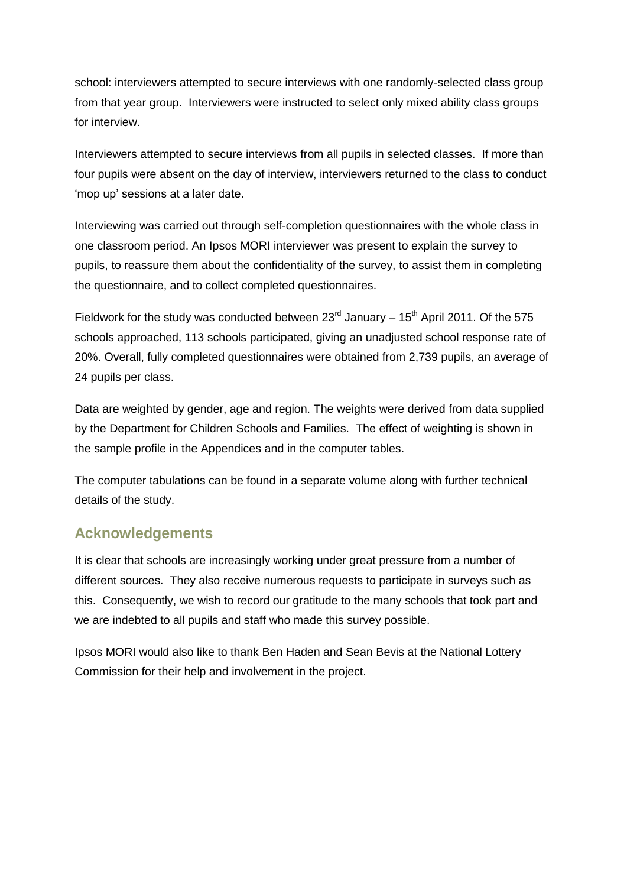school: interviewers attempted to secure interviews with one randomly-selected class group from that year group. Interviewers were instructed to select only mixed ability class groups for interview.

Interviewers attempted to secure interviews from all pupils in selected classes. If more than four pupils were absent on the day of interview, interviewers returned to the class to conduct 'mop up' sessions at a later date.

Interviewing was carried out through self-completion questionnaires with the whole class in one classroom period. An Ipsos MORI interviewer was present to explain the survey to pupils, to reassure them about the confidentiality of the survey, to assist them in completing the questionnaire, and to collect completed questionnaires.

Fieldwork for the study was conducted between 23rd January – 15th April 2011. Of the 575 schools approached, 113 schools participated, giving an unadjusted school response rate of 20%. Overall, fully completed questionnaires were obtained from 2,739 pupils, an average of 24 pupils per class.

Data are weighted by gender, age and region. The weights were derived from data supplied by the Department for Children Schools and Families. The effect of weighting is shown in the sample profile in the Appendices and in the computer tables.

The computer tabulations can be found in a separate volume along with further technical details of the study.

## Acknowledgements

It is clear that schools are increasingly working under great pressure from a number of different sources. They also receive numerous requests to participate in surveys such as this. Consequently, we wish to record our gratitude to the many schools that took part and we are indebted to all pupils and staff who made this survey possible.

Ipsos MORI would also like to thank Ben Haden and Sean Bevis at the National Lottery Commission for their help and involvement in the project.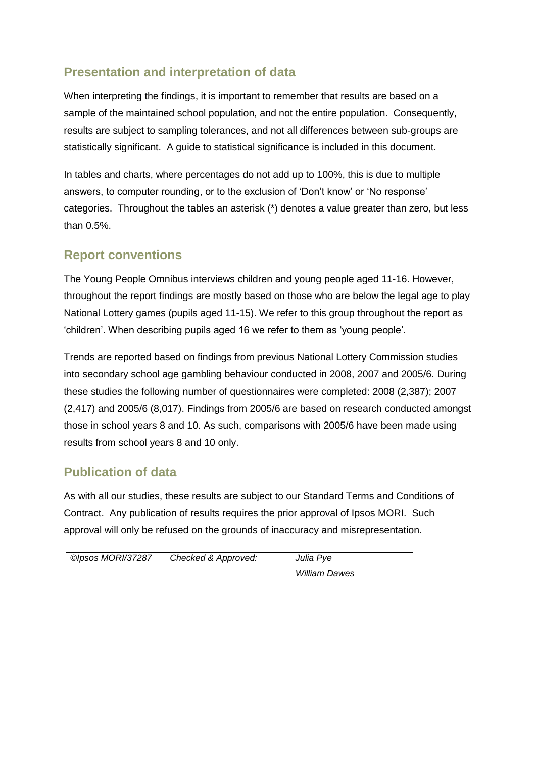## Presentation and interpretation of data

When interpreting the findings, it is important to remember that results are based on a sample of the maintained school population, and not the entire population. Consequently, results are subject to sampling tolerances, and not all differences between sub-groups are statistically significant. A guide to statistical significance is included in this document.

In tables and charts, where percentages do not add up to 100%, this is due to multiple answers, to computer rounding, or to the exclusion of 'Don't know' or 'No response' categories. Throughout the tables an asterisk (*) denotes a value greater than zero, but less than 0.5%.

## Report conventions

The Young People Omnibus interviews children and young people aged 11-16. However, throughout the report findings are mostly based on those who are below the legal age to play National Lottery games (pupils aged 11-15). We refer to this group throughout the report as 'children'. When describing pupils aged 16 we refer to them as 'young people'.

Trends are reported based on findings from previous National Lottery Commission studies into secondary school age gambling behaviour conducted in 2008, 2007 and 2005/6. During these studies the following number of questionnaires were completed: 2008 (2,387); 2007 (2,417) and 2005/6 (8,017). Findings from 2005/6 are based on research conducted amongst those in school years 8 and 10. As such, comparisons with 2005/6 have been made using results from school years 8 and 10 only.

## Publication of data

As with all our studies, these results are subject to our Standard Terms and Conditions of Contract. Any publication of results requires the prior approval of Ipsos MORI. Such approval will only be refused on the grounds of inaccuracy and misrepresentation.

| *©Ipsos MORI/37287* | *Checked & Approved:* | *Julia Pye* |
|---|---|---|
| | | *William Dawes* |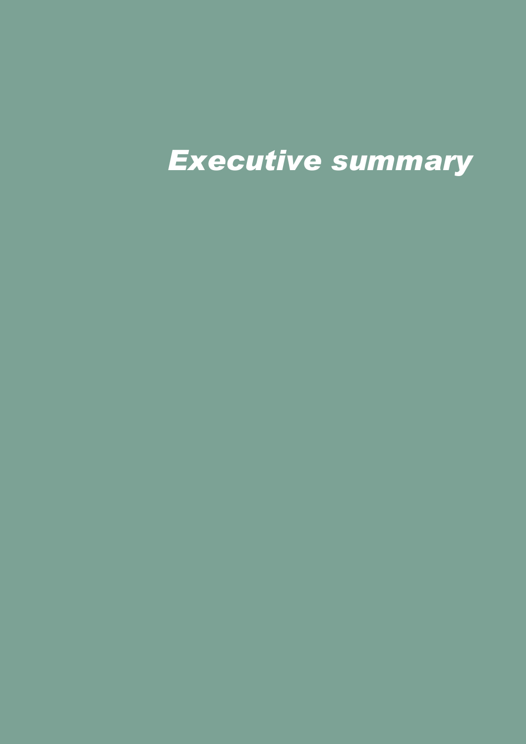# *Executive summary*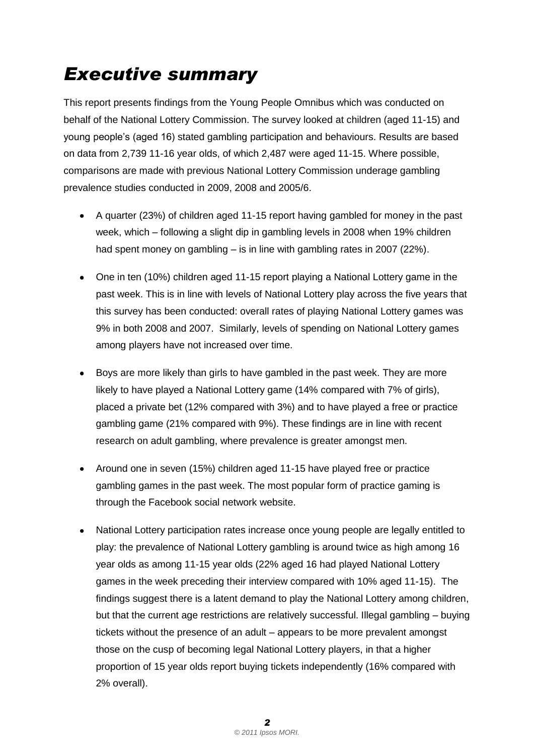# *Executive summary*

This report presents findings from the Young People Omnibus which was conducted on behalf of the National Lottery Commission. The survey looked at children (aged 11-15) and young people's (aged 16) stated gambling participation and behaviours. Results are based on data from 2,739 11-16 year olds, of which 2,487 were aged 11-15. Where possible, comparisons are made with previous National Lottery Commission underage gambling prevalence studies conducted in 2009, 2008 and 2005/6.

- A quarter (23%) of children aged 11-15 report having gambled for money in the past week, which – following a slight dip in gambling levels in 2008 when 19% children had spent money on gambling – is in line with gambling rates in 2007 (22%).
- One in ten (10%) children aged 11-15 report playing a National Lottery game in the past week. This is in line with levels of National Lottery play across the five years that this survey has been conducted: overall rates of playing National Lottery games was 9% in both 2008 and 2007. Similarly, levels of spending on National Lottery games among players have not increased over time.
- Boys are more likely than girls to have gambled in the past week. They are more likely to have played a National Lottery game (14% compared with 7% of girls), placed a private bet (12% compared with 3%) and to have played a free or practice gambling game (21% compared with 9%). These findings are in line with recent research on adult gambling, where prevalence is greater amongst men.
- Around one in seven (15%) children aged 11-15 have played free or practice gambling games in the past week. The most popular form of practice gaming is through the Facebook social network website.
- National Lottery participation rates increase once young people are legally entitled to play: the prevalence of National Lottery gambling is around twice as high among 16 year olds as among 11-15 year olds (22% aged 16 had played National Lottery games in the week preceding their interview compared with 10% aged 11-15). The findings suggest there is a latent demand to play the National Lottery among children, but that the current age restrictions are relatively successful. Illegal gambling – buying tickets without the presence of an adult – appears to be more prevalent amongst those on the cusp of becoming legal National Lottery players, in that a higher proportion of 15 year olds report buying tickets independently (16% compared with 2% overall).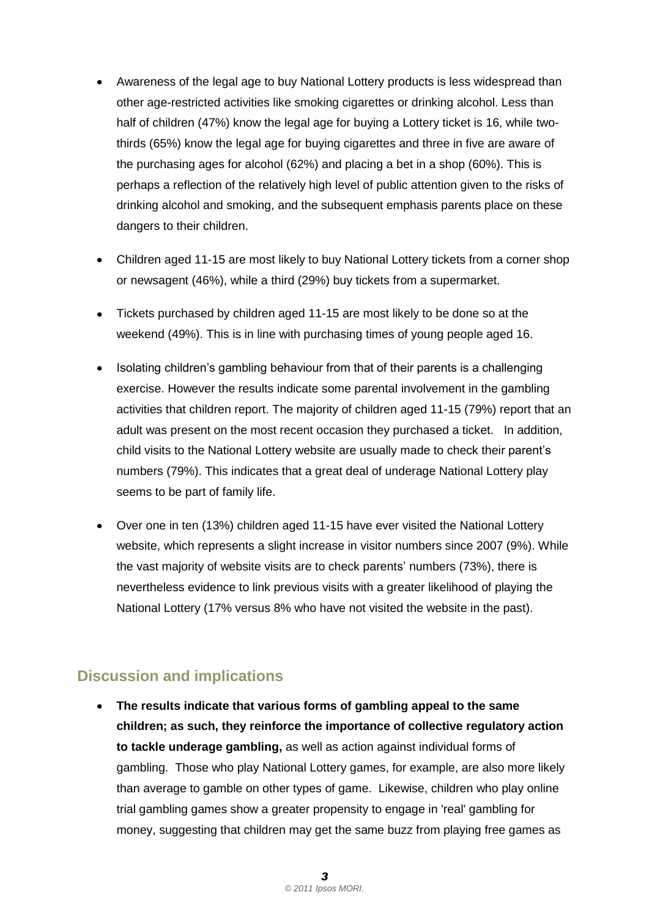- Awareness of the legal age to buy National Lottery products is less widespread than other age-restricted activities like smoking cigarettes or drinking alcohol. Less than half of children (47%) know the legal age for buying a Lottery ticket is 16, while two-thirds (65%) know the legal age for buying cigarettes and three in five are aware of the purchasing ages for alcohol (62%) and placing a bet in a shop (60%). This is perhaps a reflection of the relatively high level of public attention given to the risks of drinking alcohol and smoking, and the subsequent emphasis parents place on these dangers to their children.

- Children aged 11-15 are most likely to buy National Lottery tickets from a corner shop or newsagent (46%), while a third (29%) buy tickets from a supermarket.

- Tickets purchased by children aged 11-15 are most likely to be done so at the weekend (49%). This is in line with purchasing times of young people aged 16.

- Isolating children's gambling behaviour from that of their parents is a challenging exercise. However the results indicate some parental involvement in the gambling activities that children report. The majority of children aged 11-15 (79%) report that an adult was present on the most recent occasion they purchased a ticket. In addition, child visits to the National Lottery website are usually made to check their parent's numbers (79%). This indicates that a great deal of underage National Lottery play seems to be part of family life.

- Over one in ten (13%) children aged 11-15 have ever visited the National Lottery website, which represents a slight increase in visitor numbers since 2007 (9%). While the vast majority of website visits are to check parents' numbers (73%), there is nevertheless evidence to link previous visits with a greater likelihood of playing the National Lottery (17% versus 8% who have not visited the website in the past).

## Discussion and implications

- **The results indicate that various forms of gambling appeal to the same children; as such, they reinforce the importance of collective regulatory action to tackle underage gambling,** as well as action against individual forms of gambling. Those who play National Lottery games, for example, are also more likely than average to gamble on other types of game. Likewise, children who play online trial gambling games show a greater propensity to engage in 'real' gambling for money, suggesting that children may get the same buzz from playing free games as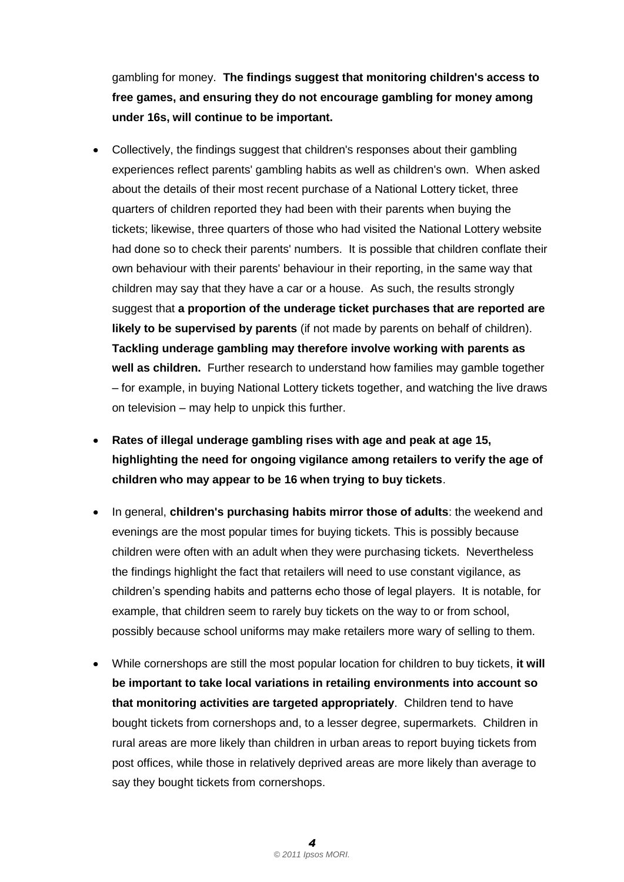gambling for money. **The findings suggest that monitoring children's access to free games, and ensuring they do not encourage gambling for money among under 16s, will continue to be important.**

- Collectively, the findings suggest that children's responses about their gambling experiences reflect parents' gambling habits as well as children's own. When asked about the details of their most recent purchase of a National Lottery ticket, three quarters of children reported they had been with their parents when buying the tickets; likewise, three quarters of those who had visited the National Lottery website had done so to check their parents' numbers. It is possible that children conflate their own behaviour with their parents' behaviour in their reporting, in the same way that children may say that they have a car or a house. As such, the results strongly suggest that **a proportion of the underage ticket purchases that are reported are likely to be supervised by parents** (if not made by parents on behalf of children). **Tackling underage gambling may therefore involve working with parents as well as children.** Further research to understand how families may gamble together – for example, in buying National Lottery tickets together, and watching the live draws on television – may help to unpick this further.

- **Rates of illegal underage gambling rises with age and peak at age 15, highlighting the need for ongoing vigilance among retailers to verify the age of children who may appear to be 16 when trying to buy tickets**.

- In general, **children's purchasing habits mirror those of adults**: the weekend and evenings are the most popular times for buying tickets. This is possibly because children were often with an adult when they were purchasing tickets. Nevertheless the findings highlight the fact that retailers will need to use constant vigilance, as children's spending habits and patterns echo those of legal players. It is notable, for example, that children seem to rarely buy tickets on the way to or from school, possibly because school uniforms may make retailers more wary of selling to them.

- While cornershops are still the most popular location for children to buy tickets, **it will be important to take local variations in retailing environments into account so that monitoring activities are targeted appropriately**. Children tend to have bought tickets from cornershops and, to a lesser degree, supermarkets. Children in rural areas are more likely than children in urban areas to report buying tickets from post offices, while those in relatively deprived areas are more likely than average to say they bought tickets from cornershops.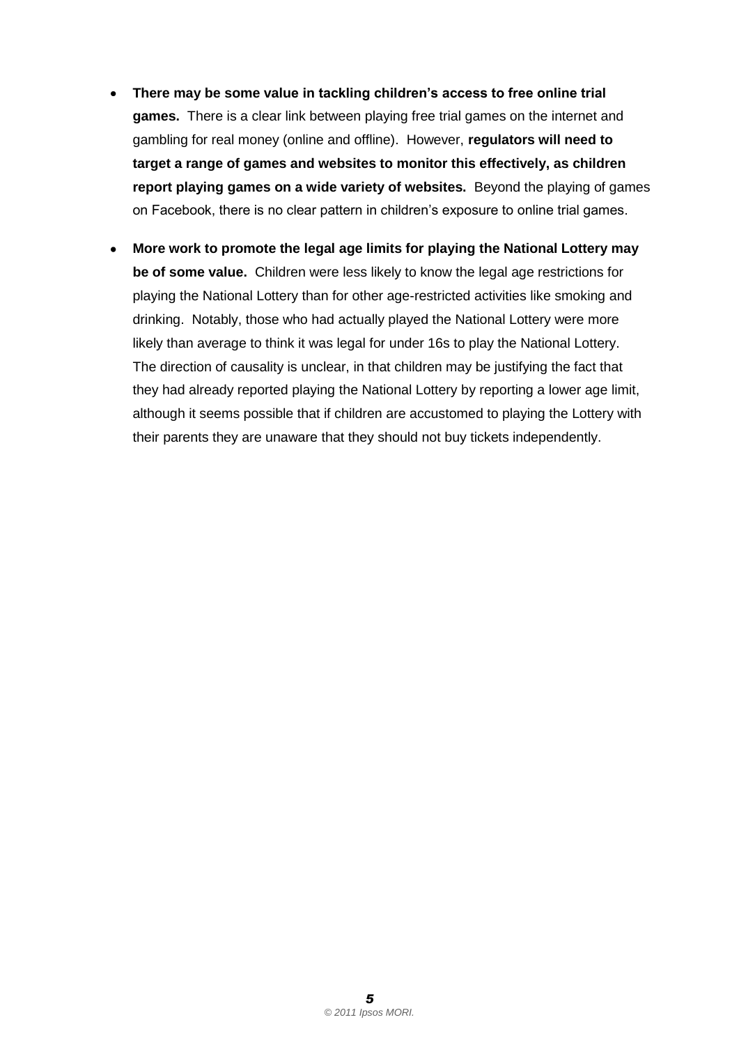- **There may be some value in tackling children's access to free online trial games.** There is a clear link between playing free trial games on the internet and gambling for real money (online and offline). However, **regulators will need to target a range of games and websites to monitor this effectively, as children report playing games on a wide variety of websites.** Beyond the playing of games on Facebook, there is no clear pattern in children's exposure to online trial games.

- **More work to promote the legal age limits for playing the National Lottery may be of some value.** Children were less likely to know the legal age restrictions for playing the National Lottery than for other age-restricted activities like smoking and drinking. Notably, those who had actually played the National Lottery were more likely than average to think it was legal for under 16s to play the National Lottery. The direction of causality is unclear, in that children may be justifying the fact that they had already reported playing the National Lottery by reporting a lower age limit, although it seems possible that if children are accustomed to playing the Lottery with their parents they are unaware that they should not buy tickets independently.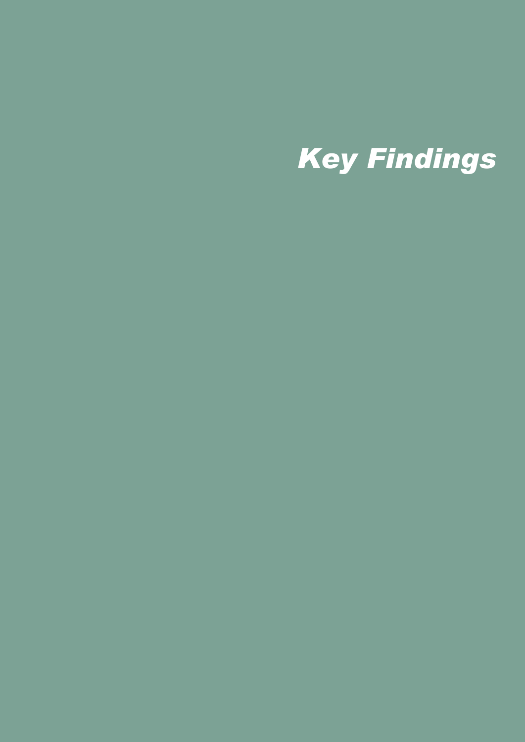# *Key Findings*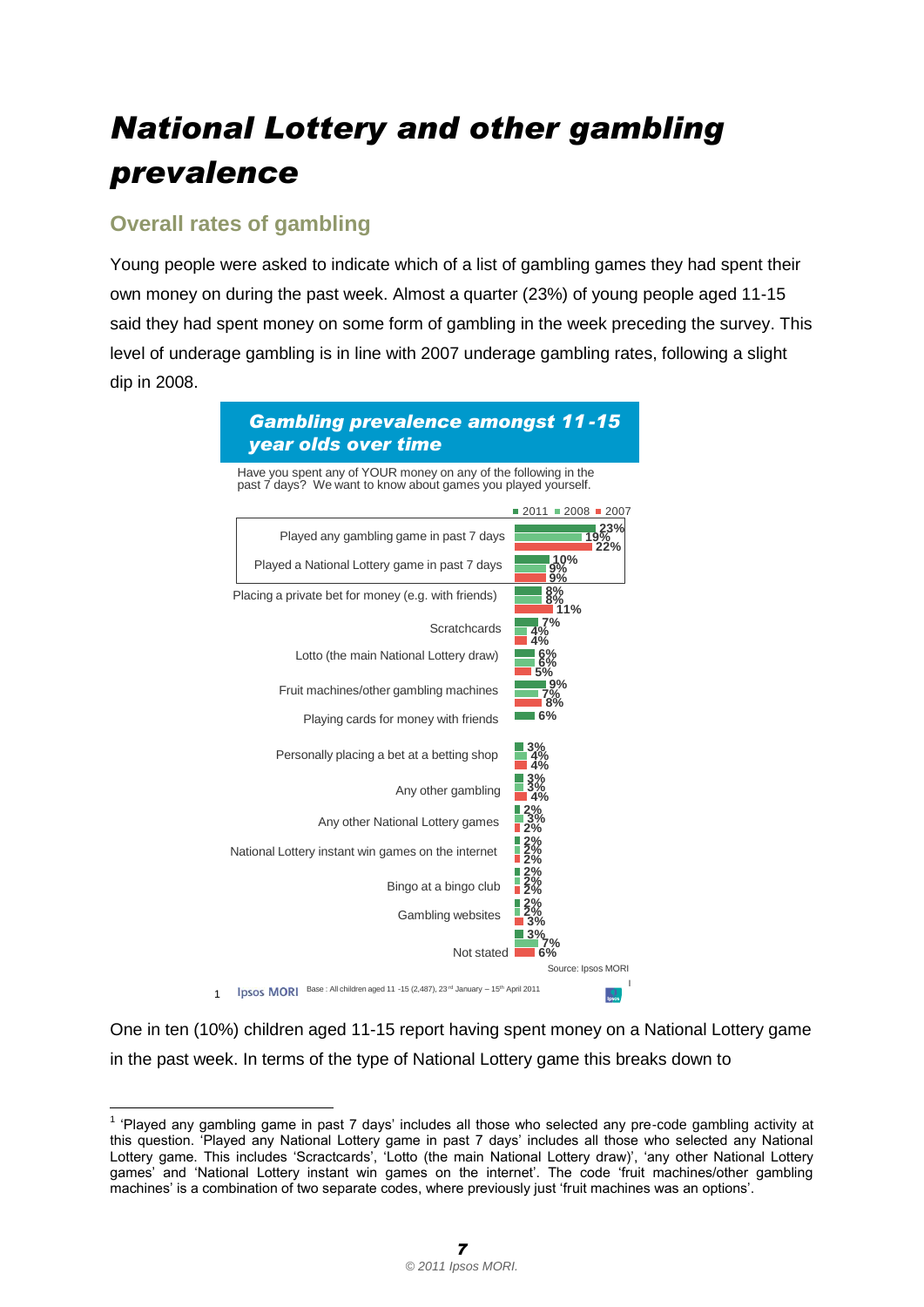# National Lottery and other gambling prevalence

## Overall rates of gambling

Young people were asked to indicate which of a list of gambling games they had spent their own money on during the past week. Almost a quarter (23%) of young people aged 11-15 said they had spent money on some form of gambling in the week preceding the survey. This level of underage gambling is in line with 2007 underage gambling rates, following a slight dip in 2008.

**Gambling prevalence amongst 11-15 year olds over time**

Have you spent any of YOUR money on any of the following in the past 7 days? We want to know about games you played yourself.

| | 2011 | 2008 | 2007 |
|---|---|---|---|
| Played any gambling game in past 7 days | 23% | 19% | 22% |
| Played a National Lottery game in past 7 days | 10% | 9% | 9% |
| Placing a private bet for money (e.g. with friends) | 8% | 8% | 11% |
| Scratchcards | 7% | 4% | 4% |
| Lotto (the main National Lottery draw) | 6% | 6% | 5% |
| Fruit machines/other gambling machines | 9% | 7% | 8% |
| Playing cards for money with friends | 6% | | |
| Personally placing a bet at a betting shop | 3% | 4% | 4% |
| Any other gambling | 3% | 3% | 4% |
| Any other National Lottery games | 2% | 3% | 2% |
| National Lottery instant win games on the internet | 2% | 2% | 2% |
| Bingo at a bingo club | 2% | 2% | 2% |
| Gambling websites | 2% | 2% | 3% |
| Not stated | 3% | 7% | 6% |

Source: Ipsos MORI

Base : All children aged 11 -15 (2,487), 23rd January – 15th April 2011 [1]

One in ten (10%) children aged 11-15 report having spent money on a National Lottery game in the past week. In terms of the type of National Lottery game this breaks down to

[1] 'Played any gambling game in past 7 days' includes all those who selected any pre-code gambling activity at this question. 'Played any National Lottery game in past 7 days' includes all those who selected any National Lottery game. This includes 'Scractcards', 'Lotto (the main National Lottery draw)', 'any other National Lottery games' and 'National Lottery instant win games on the internet'. The code 'fruit machines/other gambling machines' is a combination of two separate codes, where previously just 'fruit machines was an options'.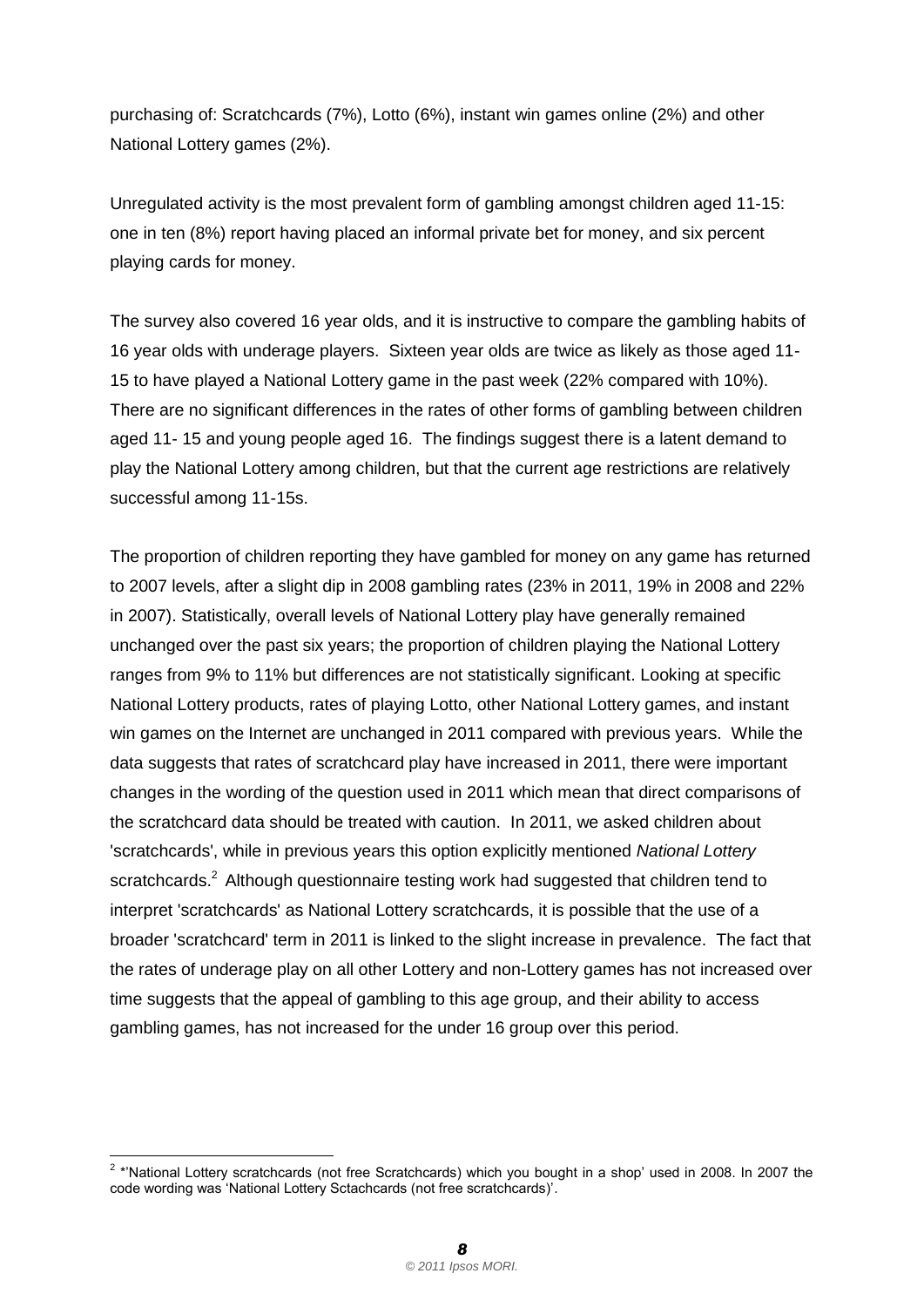purchasing of: Scratchcards (7%), Lotto (6%), instant win games online (2%) and other National Lottery games (2%).

Unregulated activity is the most prevalent form of gambling amongst children aged 11-15: one in ten (8%) report having placed an informal private bet for money, and six percent playing cards for money.

The survey also covered 16 year olds, and it is instructive to compare the gambling habits of 16 year olds with underage players. Sixteen year olds are twice as likely as those aged 11-15 to have played a National Lottery game in the past week (22% compared with 10%). There are no significant differences in the rates of other forms of gambling between children aged 11- 15 and young people aged 16. The findings suggest there is a latent demand to play the National Lottery among children, but that the current age restrictions are relatively successful among 11-15s.

The proportion of children reporting they have gambled for money on any game has returned to 2007 levels, after a slight dip in 2008 gambling rates (23% in 2011, 19% in 2008 and 22% in 2007). Statistically, overall levels of National Lottery play have generally remained unchanged over the past six years; the proportion of children playing the National Lottery ranges from 9% to 11% but differences are not statistically significant. Looking at specific National Lottery products, rates of playing Lotto, other National Lottery games, and instant win games on the Internet are unchanged in 2011 compared with previous years. While the data suggests that rates of scratchcard play have increased in 2011, there were important changes in the wording of the question used in 2011 which mean that direct comparisons of the scratchcard data should be treated with caution. In 2011, we asked children about 'scratchcards', while in previous years this option explicitly mentioned *National Lottery* scratchcards.[2] Although questionnaire testing work had suggested that children tend to interpret 'scratchcards' as National Lottery scratchcards, it is possible that the use of a broader 'scratchcard' term in 2011 is linked to the slight increase in prevalence. The fact that the rates of underage play on all other Lottery and non-Lottery games has not increased over time suggests that the appeal of gambling to this age group, and their ability to access gambling games, has not increased for the under 16 group over this period.

---

[2] *'National Lottery scratchcards (not free Scratchcards) which you bought in a shop' used in 2008. In 2007 the code wording was 'National Lottery Sctachcards (not free scratchcards)'.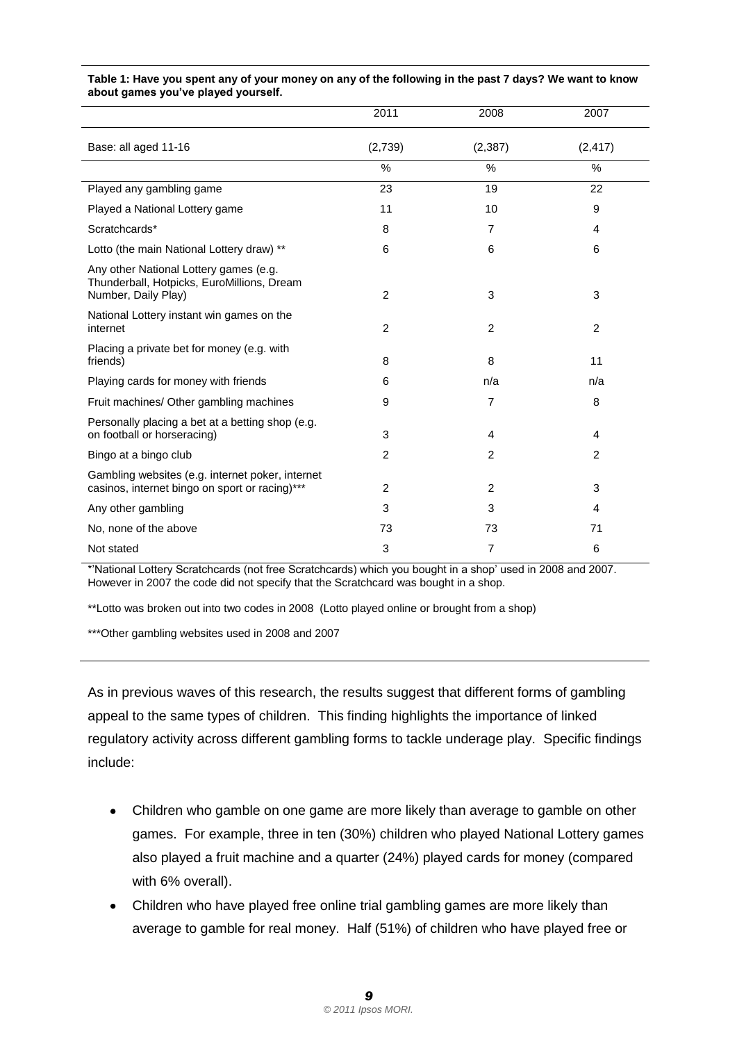**Table 1: Have you spent any of your money on any of the following in the past 7 days? We want to know about games you've played yourself.**

| | 2011 | 2008 | 2007 |
|---|---|---|---|
| Base: all aged 11-16 | (2,739) | (2,387) | (2,417) |
| | % | % | % |
| Played any gambling game | 23 | 19 | 22 |
| Played a National Lottery game | 11 | 10 | 9 |
| Scratchcards* | 8 | 7 | 4 |
| Lotto (the main National Lottery draw) ** | 6 | 6 | 6 |
| Any other National Lottery games (e.g. Thunderball, Hotpicks, EuroMillions, Dream Number, Daily Play) | 2 | 3 | 3 |
| National Lottery instant win games on the internet | 2 | 2 | 2 |
| Placing a private bet for money (e.g. with friends) | 8 | 8 | 11 |
| Playing cards for money with friends | 6 | n/a | n/a |
| Fruit machines/ Other gambling machines | 9 | 7 | 8 |
| Personally placing a bet at a betting shop (e.g. on football or horseracing) | 3 | 4 | 4 |
| Bingo at a bingo club | 2 | 2 | 2 |
| Gambling websites (e.g. internet poker, internet casinos, internet bingo on sport or racing)*** | 2 | 2 | 3 |
| Any other gambling | 3 | 3 | 4 |
| No, none of the above | 73 | 73 | 71 |
| Not stated | 3 | 7 | 6 |

*'National Lottery Scratchcards (not free Scratchcards) which you bought in a shop' used in 2008 and 2007. However in 2007 the code did not specify that the Scratchcard was bought in a shop.

**Lotto was broken out into two codes in 2008 (Lotto played online or brought from a shop)

***Other gambling websites used in 2008 and 2007

As in previous waves of this research, the results suggest that different forms of gambling appeal to the same types of children. This finding highlights the importance of linked regulatory activity across different gambling forms to tackle underage play. Specific findings include:

- Children who gamble on one game are more likely than average to gamble on other games. For example, three in ten (30%) children who played National Lottery games also played a fruit machine and a quarter (24%) played cards for money (compared with 6% overall).
- Children who have played free online trial gambling games are more likely than average to gamble for real money. Half (51%) of children who have played free or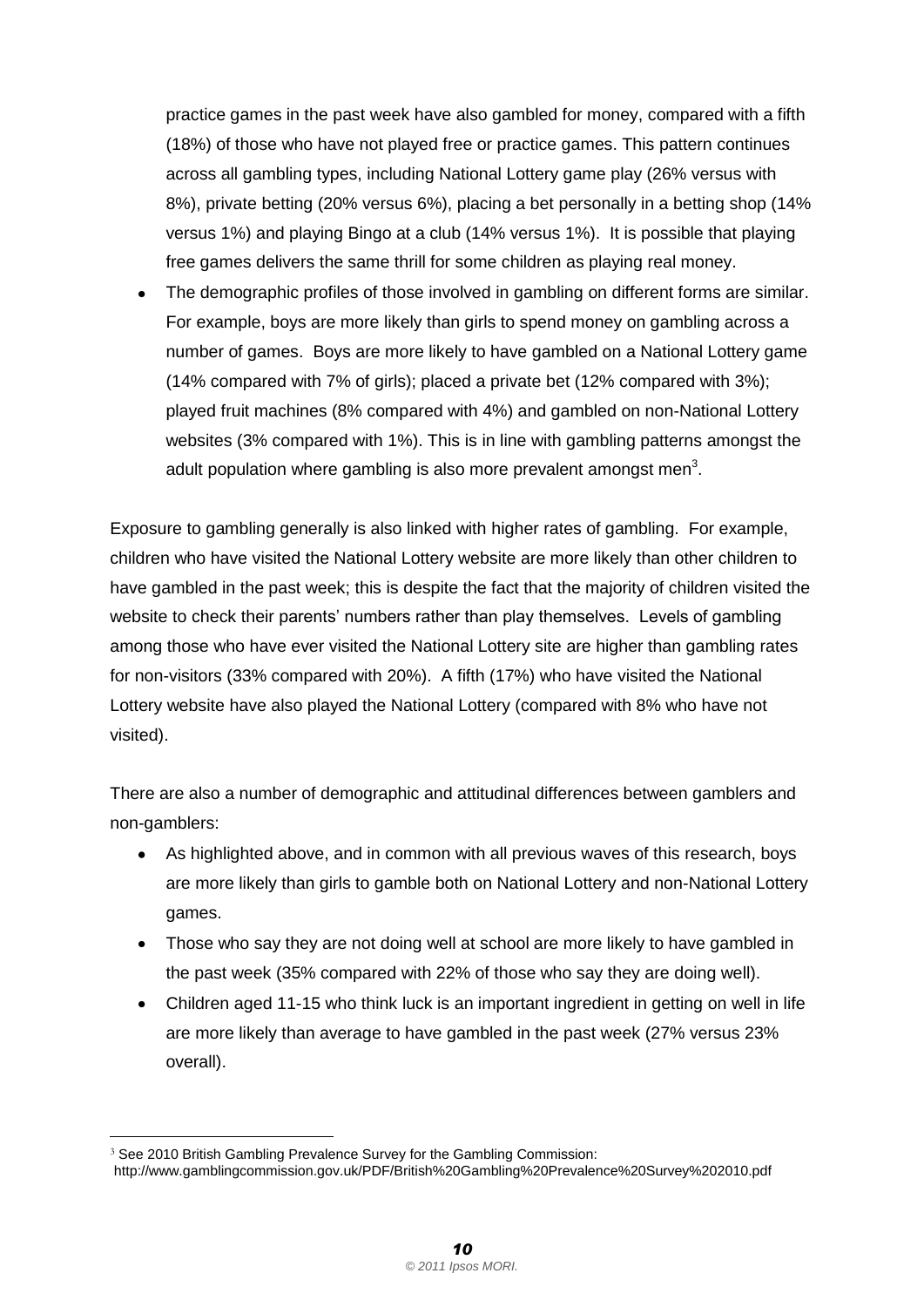practice games in the past week have also gambled for money, compared with a fifth (18%) of those who have not played free or practice games. This pattern continues across all gambling types, including National Lottery game play (26% versus with 8%), private betting (20% versus 6%), placing a bet personally in a betting shop (14% versus 1%) and playing Bingo at a club (14% versus 1%). It is possible that playing free games delivers the same thrill for some children as playing real money.

- The demographic profiles of those involved in gambling on different forms are similar. For example, boys are more likely than girls to spend money on gambling across a number of games. Boys are more likely to have gambled on a National Lottery game (14% compared with 7% of girls); placed a private bet (12% compared with 3%); played fruit machines (8% compared with 4%) and gambled on non-National Lottery websites (3% compared with 1%). This is in line with gambling patterns amongst the adult population where gambling is also more prevalent amongst men[3].

Exposure to gambling generally is also linked with higher rates of gambling. For example, children who have visited the National Lottery website are more likely than other children to have gambled in the past week; this is despite the fact that the majority of children visited the website to check their parents' numbers rather than play themselves. Levels of gambling among those who have ever visited the National Lottery site are higher than gambling rates for non-visitors (33% compared with 20%). A fifth (17%) who have visited the National Lottery website have also played the National Lottery (compared with 8% who have not visited).

There are also a number of demographic and attitudinal differences between gamblers and non-gamblers:

- As highlighted above, and in common with all previous waves of this research, boys are more likely than girls to gamble both on National Lottery and non-National Lottery games.
- Those who say they are not doing well at school are more likely to have gambled in the past week (35% compared with 22% of those who say they are doing well).
- Children aged 11-15 who think luck is an important ingredient in getting on well in life are more likely than average to have gambled in the past week (27% versus 23% overall).

[3] See 2010 British Gambling Prevalence Survey for the Gambling Commission: http://www.gamblingcommission.gov.uk/PDF/British%20Gambling%20Prevalence%20Survey%202010.pdf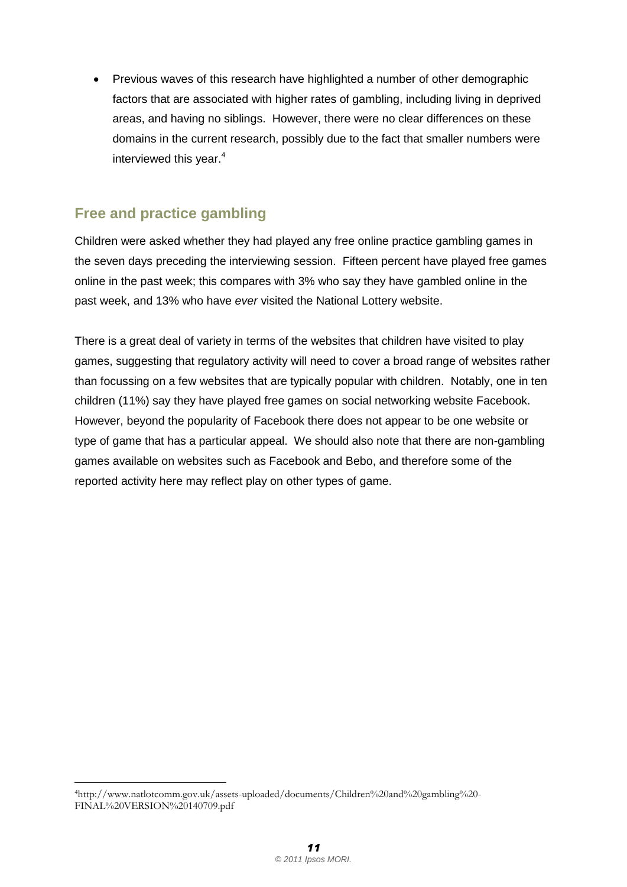- Previous waves of this research have highlighted a number of other demographic factors that are associated with higher rates of gambling, including living in deprived areas, and having no siblings. However, there were no clear differences on these domains in the current research, possibly due to the fact that smaller numbers were interviewed this year.[4]

## Free and practice gambling

Children were asked whether they had played any free online practice gambling games in the seven days preceding the interviewing session. Fifteen percent have played free games online in the past week; this compares with 3% who say they have gambled online in the past week, and 13% who have *ever* visited the National Lottery website.

There is a great deal of variety in terms of the websites that children have visited to play games, suggesting that regulatory activity will need to cover a broad range of websites rather than focussing on a few websites that are typically popular with children. Notably, one in ten children (11%) say they have played free games on social networking website Facebook. However, beyond the popularity of Facebook there does not appear to be one website or type of game that has a particular appeal. We should also note that there are non-gambling games available on websites such as Facebook and Bebo, and therefore some of the reported activity here may reflect play on other types of game.

[4]http://www.natlotcomm.gov.uk/assets-uploaded/documents/Children%20and%20gambling%20-FINAL%20VERSION%20140709.pdf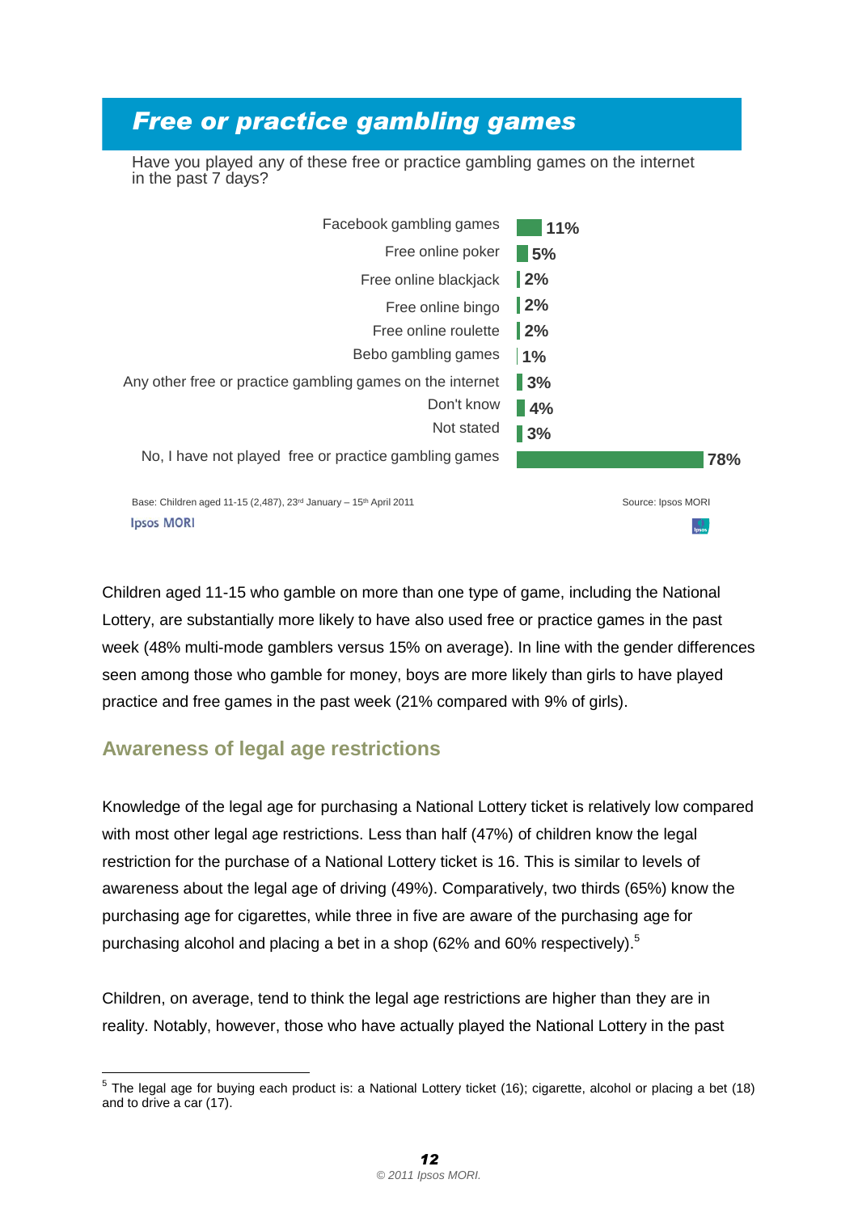## Free or practice gambling games

Have you played any of these free or practice gambling games on the internet in the past 7 days?

| | |
|---|---|
| Facebook gambling games | 11% |
| Free online poker | 5% |
| Free online blackjack | 2% |
| Free online bingo | 2% |
| Free online roulette | 2% |
| Bebo gambling games | 1% |
| Any other free or practice gambling games on the internet | 3% |
| Don't know | 4% |
| Not stated | 3% |
| No, I have not played free or practice gambling games | 78% |

Base: Children aged 11-15 (2,487), 23rd January – 15th April 2011

Source: Ipsos MORI

Children aged 11-15 who gamble on more than one type of game, including the National Lottery, are substantially more likely to have also used free or practice games in the past week (48% multi-mode gamblers versus 15% on average). In line with the gender differences seen among those who gamble for money, boys are more likely than girls to have played practice and free games in the past week (21% compared with 9% of girls).

## Awareness of legal age restrictions

Knowledge of the legal age for purchasing a National Lottery ticket is relatively low compared with most other legal age restrictions. Less than half (47%) of children know the legal restriction for the purchase of a National Lottery ticket is 16. This is similar to levels of awareness about the legal age of driving (49%). Comparatively, two thirds (65%) know the purchasing age for cigarettes, while three in five are aware of the purchasing age for purchasing alcohol and placing a bet in a shop (62% and 60% respectively).[5]

Children, on average, tend to think the legal age restrictions are higher than they are in reality. Notably, however, those who have actually played the National Lottery in the past

[5] The legal age for buying each product is: a National Lottery ticket (16); cigarette, alcohol or placing a bet (18) and to drive a car (17).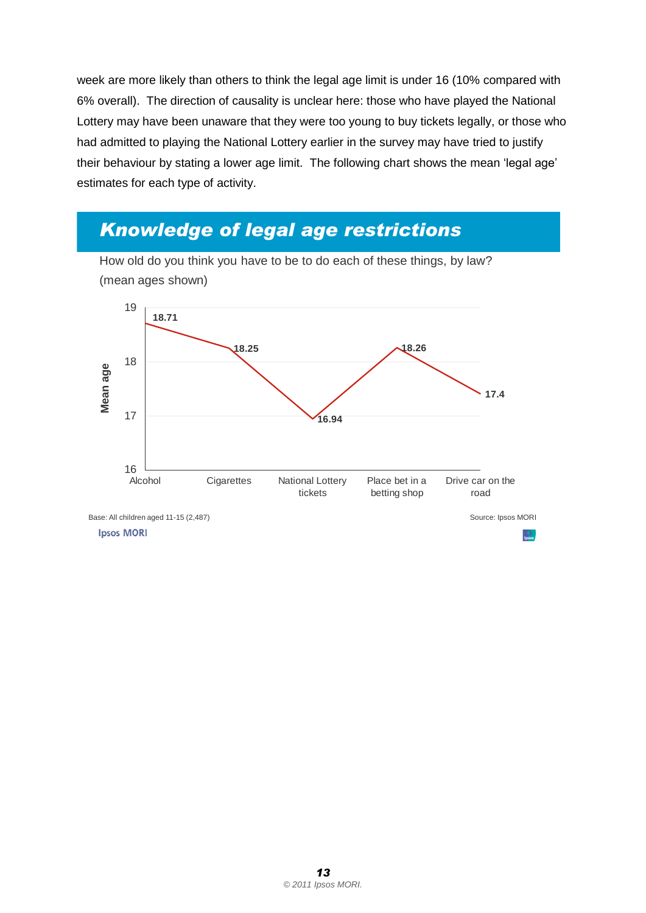week are more likely than others to think the legal age limit is under 16 (10% compared with 6% overall). The direction of causality is unclear here: those who have played the National Lottery may have been unaware that they were too young to buy tickets legally, or those who had admitted to playing the National Lottery earlier in the survey may have tried to justify their behaviour by stating a lower age limit. The following chart shows the mean 'legal age' estimates for each type of activity.

## *Knowledge of legal age restrictions*

How old do you think you have to be to do each of these things, by law? (mean ages shown)

| Activity | Mean age |
|---|---|
| Alcohol | 18.71 |
| Cigarettes | 18.25 |
| National Lottery tickets | 16.94 |
| Place bet in a betting shop | 18.26 |
| Drive car on the road | 17.4 |

Base: All children aged 11-15 (2,487)

Source: Ipsos MORI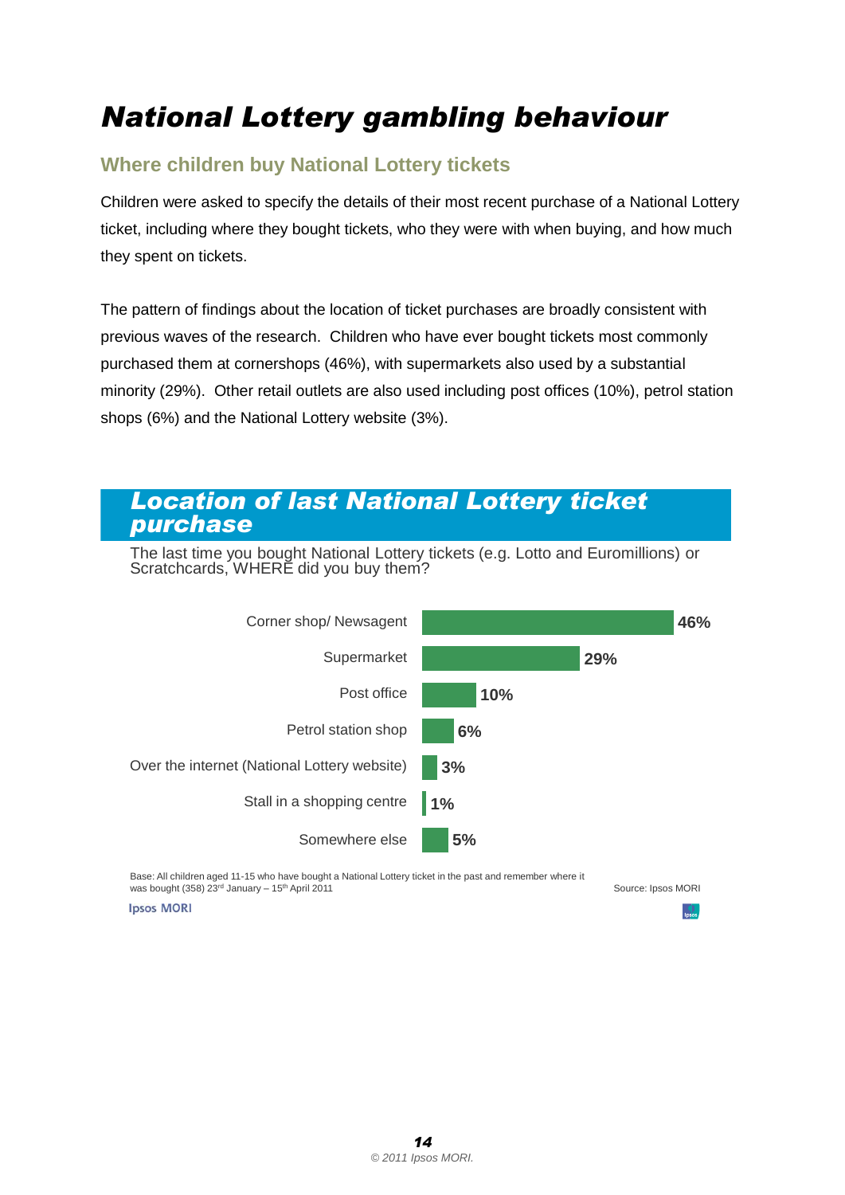# National Lottery gambling behaviour

## Where children buy National Lottery tickets

Children were asked to specify the details of their most recent purchase of a National Lottery ticket, including where they bought tickets, who they were with when buying, and how much they spent on tickets.

The pattern of findings about the location of ticket purchases are broadly consistent with previous waves of the research. Children who have ever bought tickets most commonly purchased them at cornershops (46%), with supermarkets also used by a substantial minority (29%). Other retail outlets are also used including post offices (10%), petrol station shops (6%) and the National Lottery website (3%).

### Location of last National Lottery ticket purchase

The last time you bought National Lottery tickets (e.g. Lotto and Euromillions) or Scratchcards, WHERE did you buy them?

| Location | % |
|---|---|
| Corner shop/ Newsagent | 46% |
| Supermarket | 29% |
| Post office | 10% |
| Petrol station shop | 6% |
| Over the internet (National Lottery website) | 3% |
| Stall in a shopping centre | 1% |
| Somewhere else | 5% |

Base: All children aged 11-15 who have bought a National Lottery ticket in the past and remember where it was bought (358) 23rd January – 15th April 2011

Source: Ipsos MORI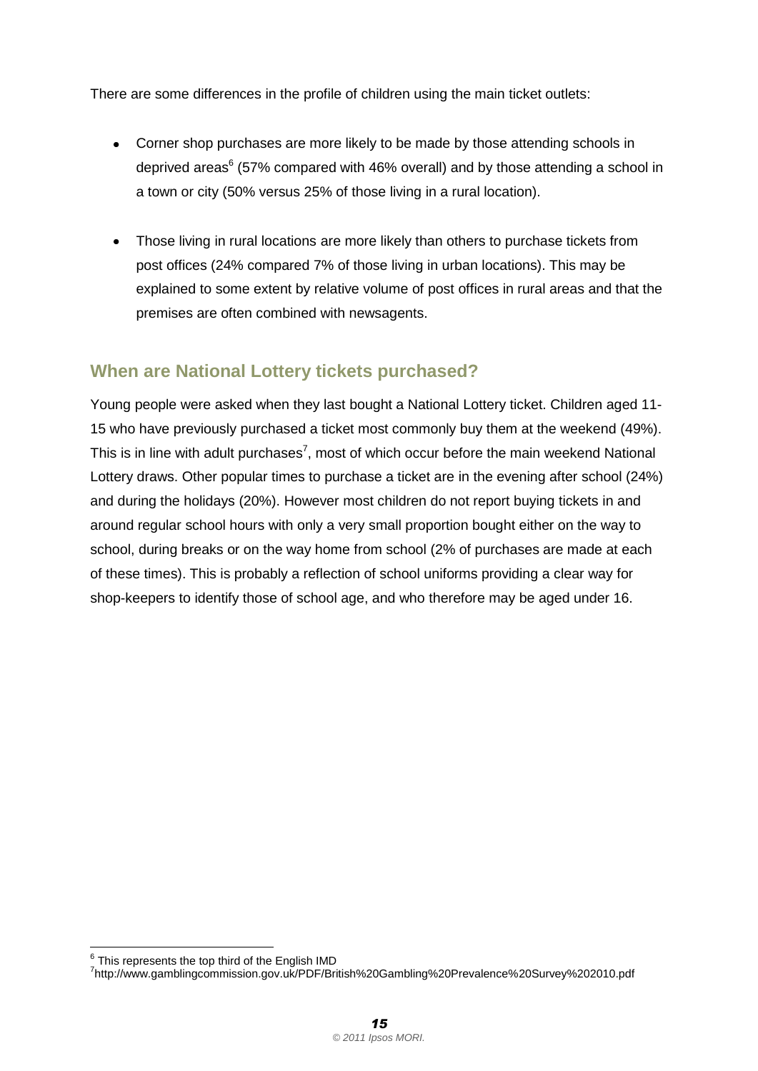There are some differences in the profile of children using the main ticket outlets:

- Corner shop purchases are more likely to be made by those attending schools in deprived areas[6] (57% compared with 46% overall) and by those attending a school in a town or city (50% versus 25% of those living in a rural location).

- Those living in rural locations are more likely than others to purchase tickets from post offices (24% compared 7% of those living in urban locations). This may be explained to some extent by relative volume of post offices in rural areas and that the premises are often combined with newsagents.

## When are National Lottery tickets purchased?

Young people were asked when they last bought a National Lottery ticket. Children aged 11-15 who have previously purchased a ticket most commonly buy them at the weekend (49%). This is in line with adult purchases[7], most of which occur before the main weekend National Lottery draws. Other popular times to purchase a ticket are in the evening after school (24%) and during the holidays (20%). However most children do not report buying tickets in and around regular school hours with only a very small proportion bought either on the way to school, during breaks or on the way home from school (2% of purchases are made at each of these times). This is probably a reflection of school uniforms providing a clear way for shop-keepers to identify those of school age, and who therefore may be aged under 16.

---

[6] This represents the top third of the English IMD

[7] http://www.gamblingcommission.gov.uk/PDF/British%20Gambling%20Prevalence%20Survey%202010.pdf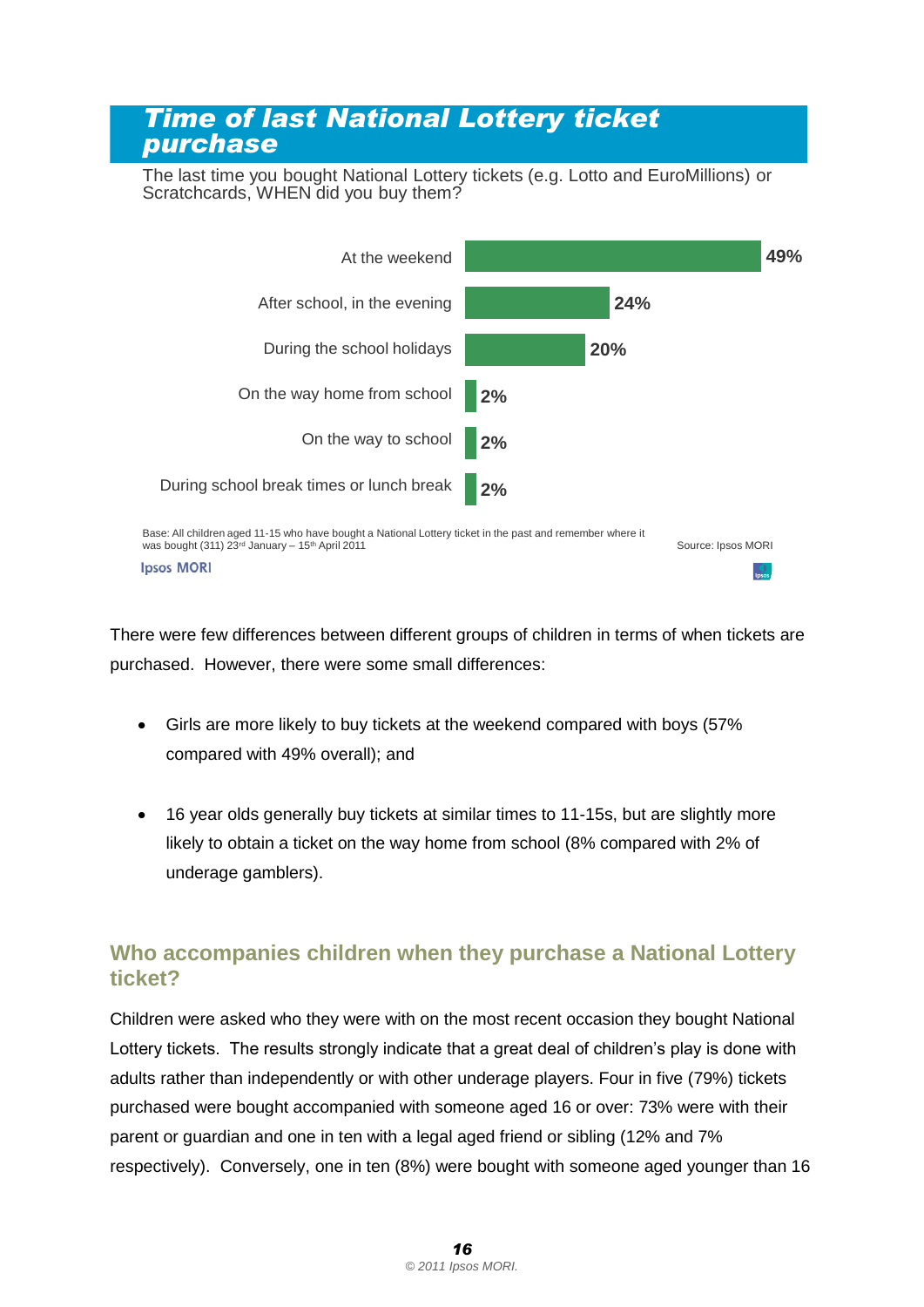## Time of last National Lottery ticket purchase

The last time you bought National Lottery tickets (e.g. Lotto and EuroMillions) or Scratchcards, WHEN did you buy them?

| | |
|---|---|
| At the weekend | 49% |
| After school, in the evening | 24% |
| During the school holidays | 20% |
| On the way home from school | 2% |
| On the way to school | 2% |
| During school break times or lunch break | 2% |

Base: All children aged 11-15 who have bought a National Lottery ticket in the past and remember where it was bought (311) 23rd January – 15th April 2011

Source: Ipsos MORI

There were few differences between different groups of children in terms of when tickets are purchased. However, there were some small differences:

- Girls are more likely to buy tickets at the weekend compared with boys (57% compared with 49% overall); and
- 16 year olds generally buy tickets at similar times to 11-15s, but are slightly more likely to obtain a ticket on the way home from school (8% compared with 2% of underage gamblers).

### Who accompanies children when they purchase a National Lottery ticket?

Children were asked who they were with on the most recent occasion they bought National Lottery tickets. The results strongly indicate that a great deal of children's play is done with adults rather than independently or with other underage players. Four in five (79%) tickets purchased were bought accompanied with someone aged 16 or over: 73% were with their parent or guardian and one in ten with a legal aged friend or sibling (12% and 7% respectively). Conversely, one in ten (8%) were bought with someone aged younger than 16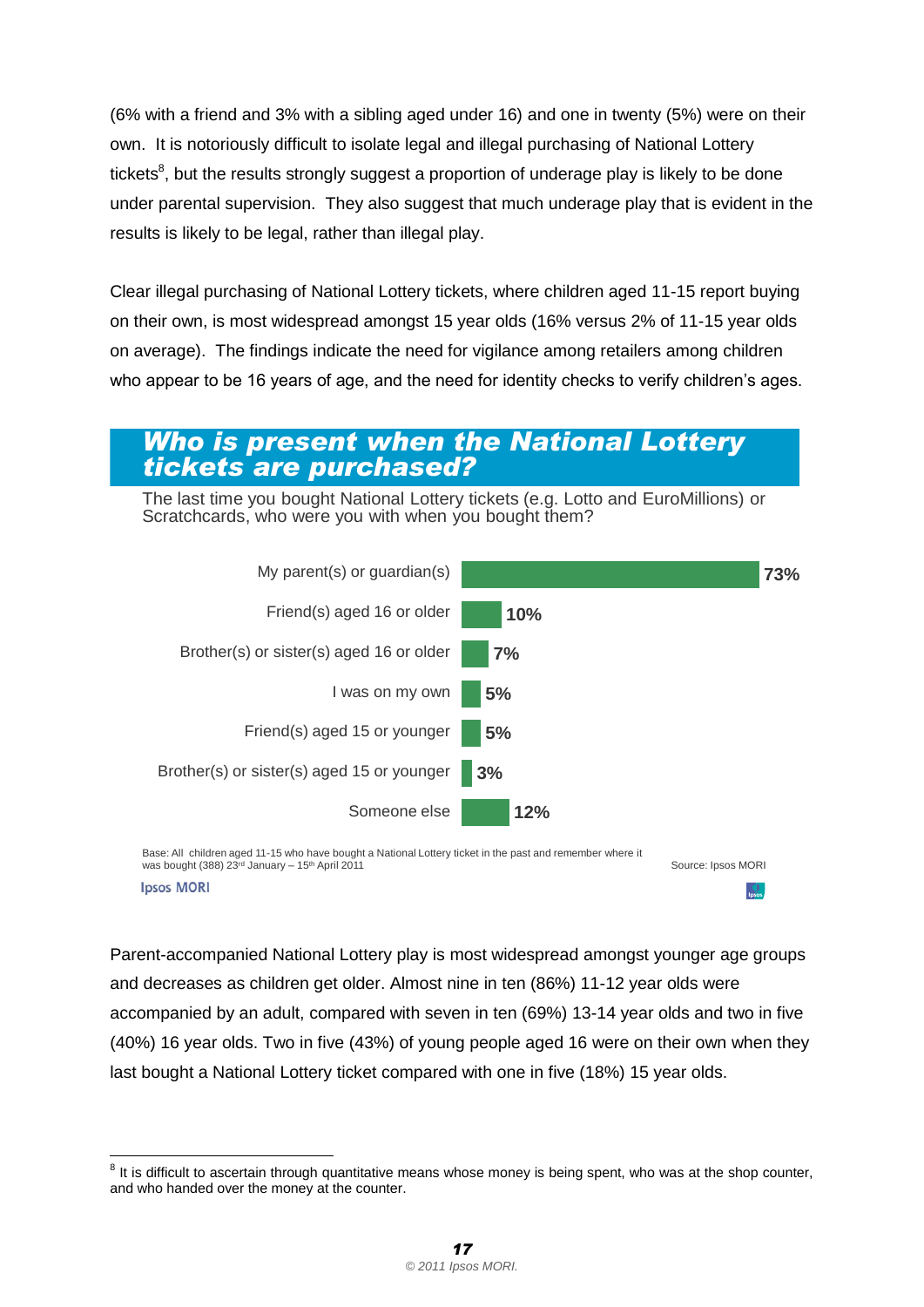(6% with a friend and 3% with a sibling aged under 16) and one in twenty (5%) were on their own. It is notoriously difficult to isolate legal and illegal purchasing of National Lottery tickets[8], but the results strongly suggest a proportion of underage play is likely to be done under parental supervision. They also suggest that much underage play that is evident in the results is likely to be legal, rather than illegal play.

Clear illegal purchasing of National Lottery tickets, where children aged 11-15 report buying on their own, is most widespread amongst 15 year olds (16% versus 2% of 11-15 year olds on average). The findings indicate the need for vigilance among retailers among children who appear to be 16 years of age, and the need for identity checks to verify children's ages.

## *Who is present when the National Lottery tickets are purchased?*

The last time you bought National Lottery tickets (e.g. Lotto and EuroMillions) or Scratchcards, who were you with when you bought them?

| Response | % |
|---|---|
| My parent(s) or guardian(s) | 73% |
| Friend(s) aged 16 or older | 10% |
| Brother(s) or sister(s) aged 16 or older | 7% |
| I was on my own | 5% |
| Friend(s) aged 15 or younger | 5% |
| Brother(s) or sister(s) aged 15 or younger | 3% |
| Someone else | 12% |

Base: All children aged 11-15 who have bought a National Lottery ticket in the past and remember where it was bought (388) 23rd January – 15th April 2011

Source: Ipsos MORI

Parent-accompanied National Lottery play is most widespread amongst younger age groups and decreases as children get older. Almost nine in ten (86%) 11-12 year olds were accompanied by an adult, compared with seven in ten (69%) 13-14 year olds and two in five (40%) 16 year olds. Two in five (43%) of young people aged 16 were on their own when they last bought a National Lottery ticket compared with one in five (18%) 15 year olds.

[8] It is difficult to ascertain through quantitative means whose money is being spent, who was at the shop counter, and who handed over the money at the counter.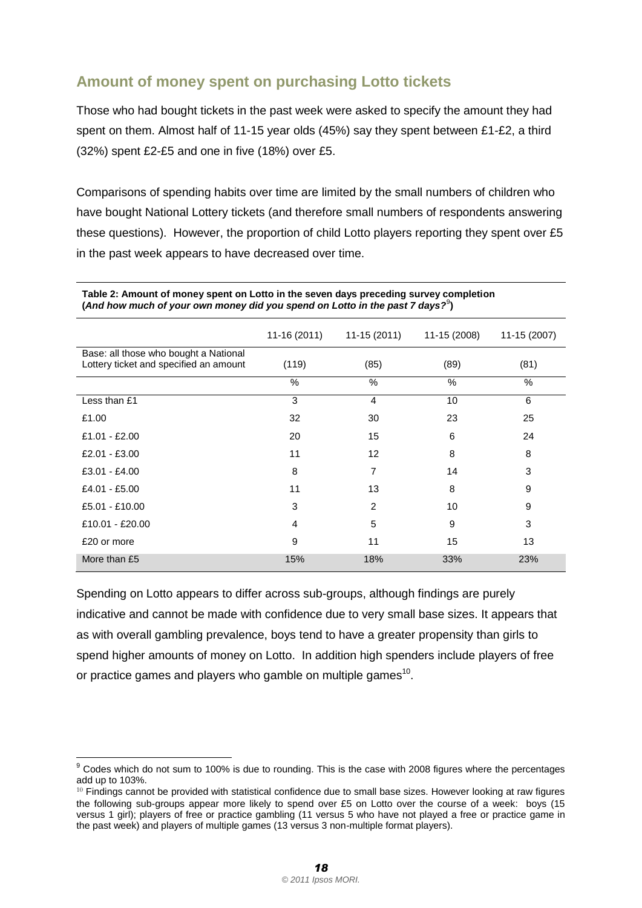## Amount of money spent on purchasing Lotto tickets

Those who had bought tickets in the past week were asked to specify the amount they had spent on them. Almost half of 11-15 year olds (45%) say they spent between £1-£2, a third (32%) spent £2-£5 and one in five (18%) over £5.

Comparisons of spending habits over time are limited by the small numbers of children who have bought National Lottery tickets (and therefore small numbers of respondents answering these questions). However, the proportion of child Lotto players reporting they spent over £5 in the past week appears to have decreased over time.

**Table 2: Amount of money spent on Lotto in the seven days preceding survey completion (*And how much of your own money did you spend on Lotto in the past 7 days?*[9])**

| | 11-16 (2011) | 11-15 (2011) | 11-15 (2008) | 11-15 (2007) |
|---|---|---|---|---|
| Base: all those who bought a National Lottery ticket and specified an amount | (119) | (85) | (89) | (81) |
| | % | % | % | % |
| Less than £1 | 3 | 4 | 10 | 6 |
| £1.00 | 32 | 30 | 23 | 25 |
| £1.01 - £2.00 | 20 | 15 | 6 | 24 |
| £2.01 - £3.00 | 11 | 12 | 8 | 8 |
| £3.01 - £4.00 | 8 | 7 | 14 | 3 |
| £4.01 - £5.00 | 11 | 13 | 8 | 9 |
| £5.01 - £10.00 | 3 | 2 | 10 | 9 |
| £10.01 - £20.00 | 4 | 5 | 9 | 3 |
| £20 or more | 9 | 11 | 15 | 13 |
| More than £5 | 15% | 18% | 33% | 23% |

Spending on Lotto appears to differ across sub-groups, although findings are purely indicative and cannot be made with confidence due to very small base sizes. It appears that as with overall gambling prevalence, boys tend to have a greater propensity than girls to spend higher amounts of money on Lotto. In addition high spenders include players of free or practice games and players who gamble on multiple games[10].

[9] Codes which do not sum to 100% is due to rounding. This is the case with 2008 figures where the percentages add up to 103%.

[10] Findings cannot be provided with statistical confidence due to small base sizes. However looking at raw figures the following sub-groups appear more likely to spend over £5 on Lotto over the course of a week: boys (15 versus 1 girl); players of free or practice gambling (11 versus 5 who have not played a free or practice game in the past week) and players of multiple games (13 versus 3 non-multiple format players).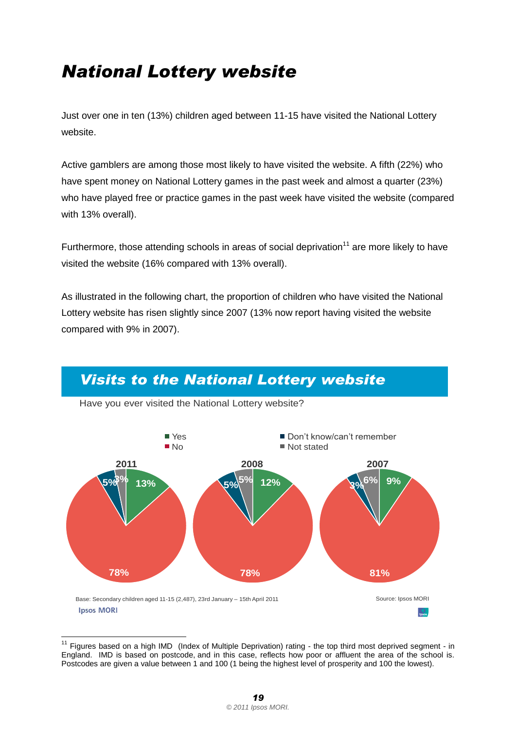# *National Lottery website*

Just over one in ten (13%) children aged between 11-15 have visited the National Lottery website.

Active gamblers are among those most likely to have visited the website. A fifth (22%) who have spent money on National Lottery games in the past week and almost a quarter (23%) who have played free or practice games in the past week have visited the website (compared with 13% overall).

Furthermore, those attending schools in areas of social deprivation[11] are more likely to have visited the website (16% compared with 13% overall).

As illustrated in the following chart, the proportion of children who have visited the National Lottery website has risen slightly since 2007 (13% now report having visited the website compared with 9% in 2007).

## *Visits to the National Lottery website*

Have you ever visited the National Lottery website?

| | 2011 | 2008 | 2007 |
|---|---|---|---|
| Yes | 13% | 12% | 9% |
| No | 78% | 78% | 81% |
| Don't know/can't remember | 5% | 5% | 3% |
| Not stated | 3% | 5% | 6% |

Base: Secondary children aged 11-15 (2,487), 23rd January – 15th April 2011

Source: Ipsos MORI

[11] Figures based on a high IMD (Index of Multiple Deprivation) rating - the top third most deprived segment - in England. IMD is based on postcode, and in this case, reflects how poor or affluent the area of the school is. Postcodes are given a value between 1 and 100 (1 being the highest level of prosperity and 100 the lowest).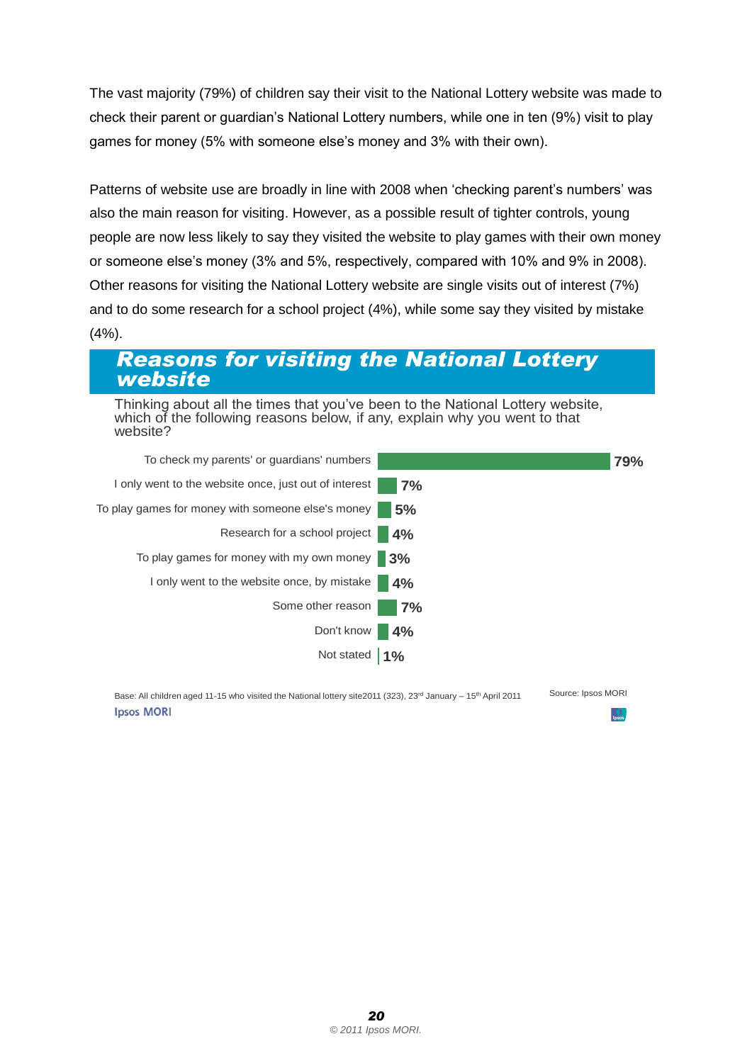The vast majority (79%) of children say their visit to the National Lottery website was made to check their parent or guardian's National Lottery numbers, while one in ten (9%) visit to play games for money (5% with someone else's money and 3% with their own).

Patterns of website use are broadly in line with 2008 when 'checking parent's numbers' was also the main reason for visiting. However, as a possible result of tighter controls, young people are now less likely to say they visited the website to play games with their own money or someone else's money (3% and 5%, respectively, compared with 10% and 9% in 2008). Other reasons for visiting the National Lottery website are single visits out of interest (7%) and to do some research for a school project (4%), while some say they visited by mistake (4%).

## Reasons for visiting the National Lottery website

Thinking about all the times that you've been to the National Lottery website, which of the following reasons below, if any, explain why you went to that website?

| Reason | % |
|---|---|
| To check my parents' or guardians' numbers | 79% |
| I only went to the website once, just out of interest | 7% |
| To play games for money with someone else's money | 5% |
| Research for a school project | 4% |
| To play games for money with my own money | 3% |
| I only went to the website once, by mistake | 4% |
| Some other reason | 7% |
| Don't know | 4% |
| Not stated | 1% |

Base: All children aged 11-15 who visited the National lottery site2011 (323), 23rd January – 15th April 2011

Source: Ipsos MORI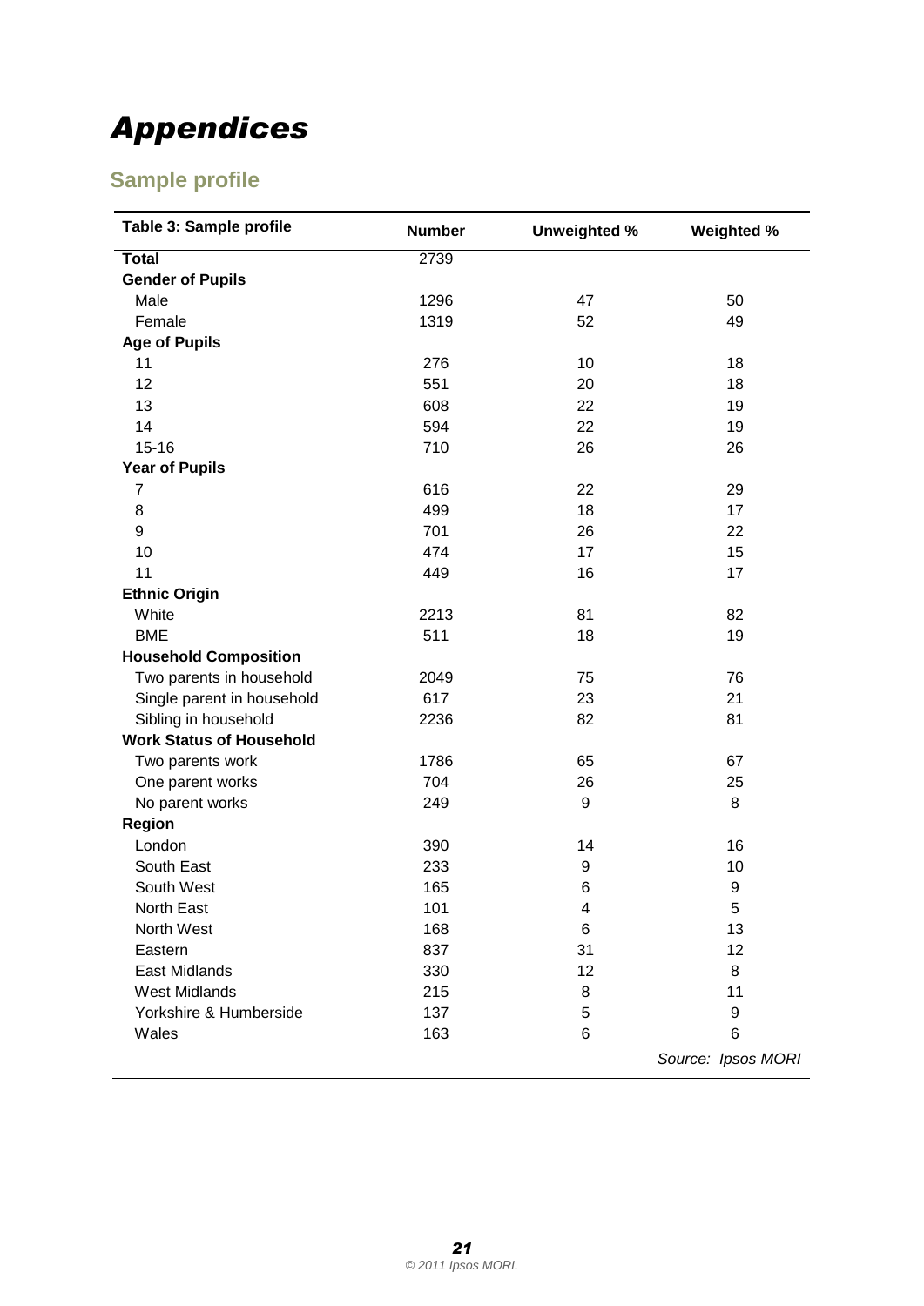# Appendices

## Sample profile

| Table 3: Sample profile | Number | Unweighted % | Weighted % |
|---|---|---|---|
| **Total** | 2739 | | |
| **Gender of Pupils** | | | |
| Male | 1296 | 47 | 50 |
| Female | 1319 | 52 | 49 |
| **Age of Pupils** | | | |
| 11 | 276 | 10 | 18 |
| 12 | 551 | 20 | 18 |
| 13 | 608 | 22 | 19 |
| 14 | 594 | 22 | 19 |
| 15-16 | 710 | 26 | 26 |
| **Year of Pupils** | | | |
| 7 | 616 | 22 | 29 |
| 8 | 499 | 18 | 17 |
| 9 | 701 | 26 | 22 |
| 10 | 474 | 17 | 15 |
| 11 | 449 | 16 | 17 |
| **Ethnic Origin** | | | |
| White | 2213 | 81 | 82 |
| BME | 511 | 18 | 19 |
| **Household Composition** | | | |
| Two parents in household | 2049 | 75 | 76 |
| Single parent in household | 617 | 23 | 21 |
| Sibling in household | 2236 | 82 | 81 |
| **Work Status of Household** | | | |
| Two parents work | 1786 | 65 | 67 |
| One parent works | 704 | 26 | 25 |
| No parent works | 249 | 9 | 8 |
| **Region** | | | |
| London | 390 | 14 | 16 |
| South East | 233 | 9 | 10 |
| South West | 165 | 6 | 9 |
| North East | 101 | 4 | 5 |
| North West | 168 | 6 | 13 |
| Eastern | 837 | 31 | 12 |
| East Midlands | 330 | 12 | 8 |
| West Midlands | 215 | 8 | 11 |
| Yorkshire & Humberside | 137 | 5 | 9 |
| Wales | 163 | 6 | 6 |

*Source: Ipsos MORI*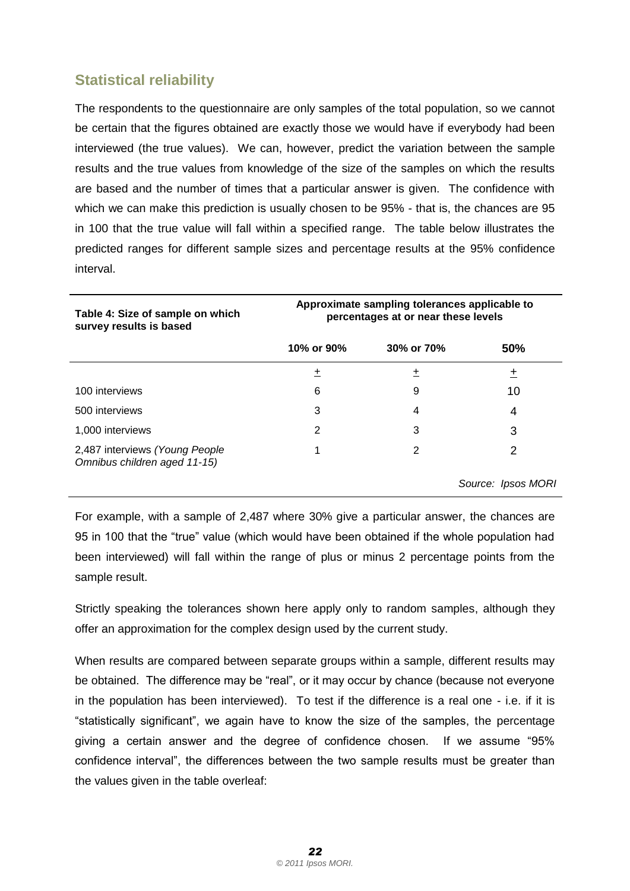## Statistical reliability

The respondents to the questionnaire are only samples of the total population, so we cannot be certain that the figures obtained are exactly those we would have if everybody had been interviewed (the true values). We can, however, predict the variation between the sample results and the true values from knowledge of the size of the samples on which the results are based and the number of times that a particular answer is given. The confidence with which we can make this prediction is usually chosen to be 95% - that is, the chances are 95 in 100 that the true value will fall within a specified range. The table below illustrates the predicted ranges for different sample sizes and percentage results at the 95% confidence interval.

| **Table 4: Size of sample on which survey results is based** | **Approximate sampling tolerances applicable to percentages at or near these levels** | | |
|---|---|---|---|
| | **10% or 90%** | **30% or 70%** | **50%** |
| | ± | ± | ± |
| 100 interviews | 6 | 9 | 10 |
| 500 interviews | 3 | 4 | 4 |
| 1,000 interviews | 2 | 3 | 3 |
| 2,487 interviews *(Young People Omnibus children aged 11-15)* | 1 | 2 | 2 |

*Source: Ipsos MORI*

For example, with a sample of 2,487 where 30% give a particular answer, the chances are 95 in 100 that the "true" value (which would have been obtained if the whole population had been interviewed) will fall within the range of plus or minus 2 percentage points from the sample result.

Strictly speaking the tolerances shown here apply only to random samples, although they offer an approximation for the complex design used by the current study.

When results are compared between separate groups within a sample, different results may be obtained. The difference may be "real", or it may occur by chance (because not everyone in the population has been interviewed). To test if the difference is a real one - i.e. if it is "statistically significant", we again have to know the size of the samples, the percentage giving a certain answer and the degree of confidence chosen. If we assume "95% confidence interval", the differences between the two sample results must be greater than the values given in the table overleaf: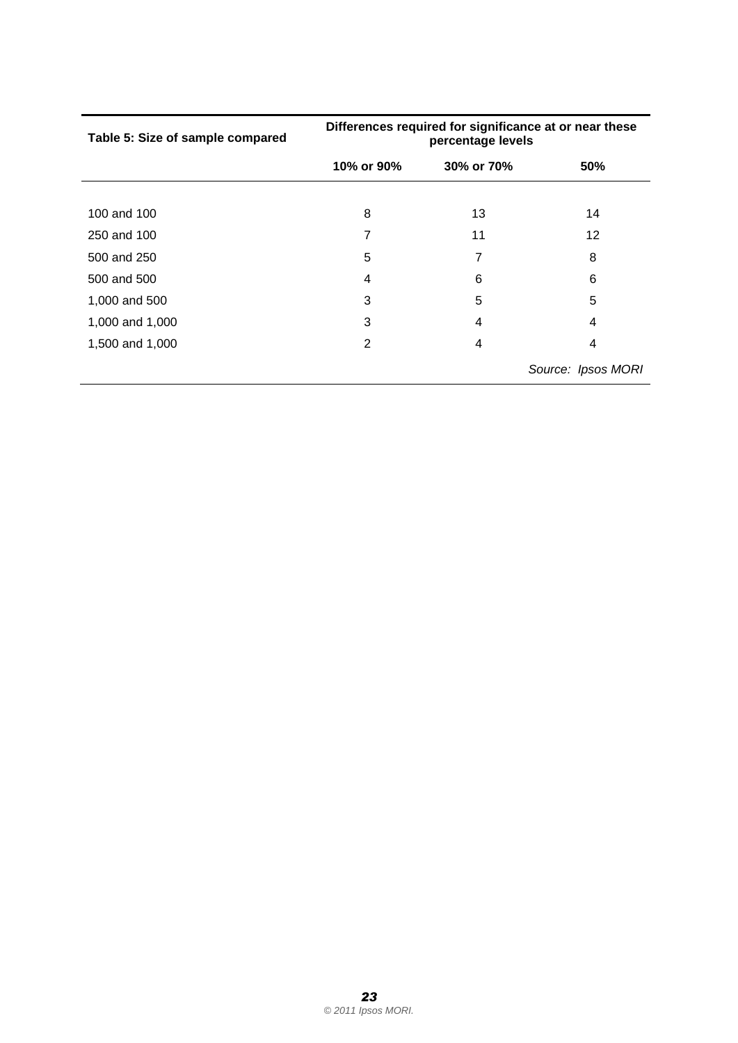| Table 5: Size of sample compared | Differences required for significance at or near these percentage levels | | |
|---|---|---|---|
| | 10% or 90% | 30% or 70% | 50% |
| 100 and 100 | 8 | 13 | 14 |
| 250 and 100 | 7 | 11 | 12 |
| 500 and 250 | 5 | 7 | 8 |
| 500 and 500 | 4 | 6 | 6 |
| 1,000 and 500 | 3 | 5 | 5 |
| 1,000 and 1,000 | 3 | 4 | 4 |
| 1,500 and 1,000 | 2 | 4 | 4 |

*Source: Ipsos MORI*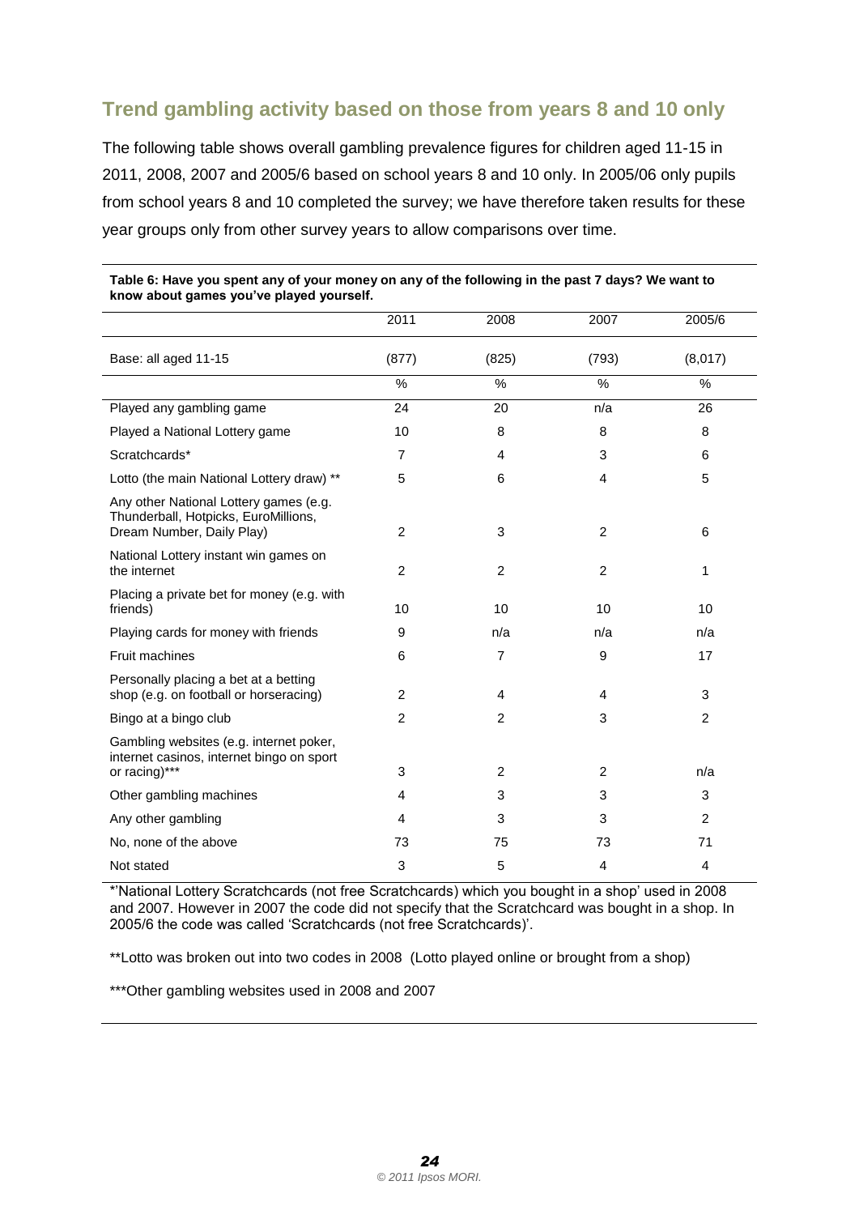## Trend gambling activity based on those from years 8 and 10 only

The following table shows overall gambling prevalence figures for children aged 11-15 in 2011, 2008, 2007 and 2005/6 based on school years 8 and 10 only. In 2005/06 only pupils from school years 8 and 10 completed the survey; we have therefore taken results for these year groups only from other survey years to allow comparisons over time.

**Table 6: Have you spent any of your money on any of the following in the past 7 days? We want to know about games you've played yourself.**

| | 2011 | 2008 | 2007 | 2005/6 |
|---|---|---|---|---|
| Base: all aged 11-15 | (877) | (825) | (793) | (8,017) |
| | % | % | % | % |
| Played any gambling game | 24 | 20 | n/a | 26 |
| Played a National Lottery game | 10 | 8 | 8 | 8 |
| Scratchcards* | 7 | 4 | 3 | 6 |
| Lotto (the main National Lottery draw) ** | 5 | 6 | 4 | 5 |
| Any other National Lottery games (e.g. Thunderball, Hotpicks, EuroMillions, Dream Number, Daily Play) | 2 | 3 | 2 | 6 |
| National Lottery instant win games on the internet | 2 | 2 | 2 | 1 |
| Placing a private bet for money (e.g. with friends) | 10 | 10 | 10 | 10 |
| Playing cards for money with friends | 9 | n/a | n/a | n/a |
| Fruit machines | 6 | 7 | 9 | 17 |
| Personally placing a bet at a betting shop (e.g. on football or horseracing) | 2 | 4 | 4 | 3 |
| Bingo at a bingo club | 2 | 2 | 3 | 2 |
| Gambling websites (e.g. internet poker, internet casinos, internet bingo on sport or racing)*** | 3 | 2 | 2 | n/a |
| Other gambling machines | 4 | 3 | 3 | 3 |
| Any other gambling | 4 | 3 | 3 | 2 |
| No, none of the above | 73 | 75 | 73 | 71 |
| Not stated | 3 | 5 | 4 | 4 |

*'National Lottery Scratchcards (not free Scratchcards) which you bought in a shop' used in 2008 and 2007. However in 2007 the code did not specify that the Scratchcard was bought in a shop. In 2005/6 the code was called 'Scratchcards (not free Scratchcards)'.

**Lotto was broken out into two codes in 2008 (Lotto played online or brought from a shop)

***Other gambling websites used in 2008 and 2007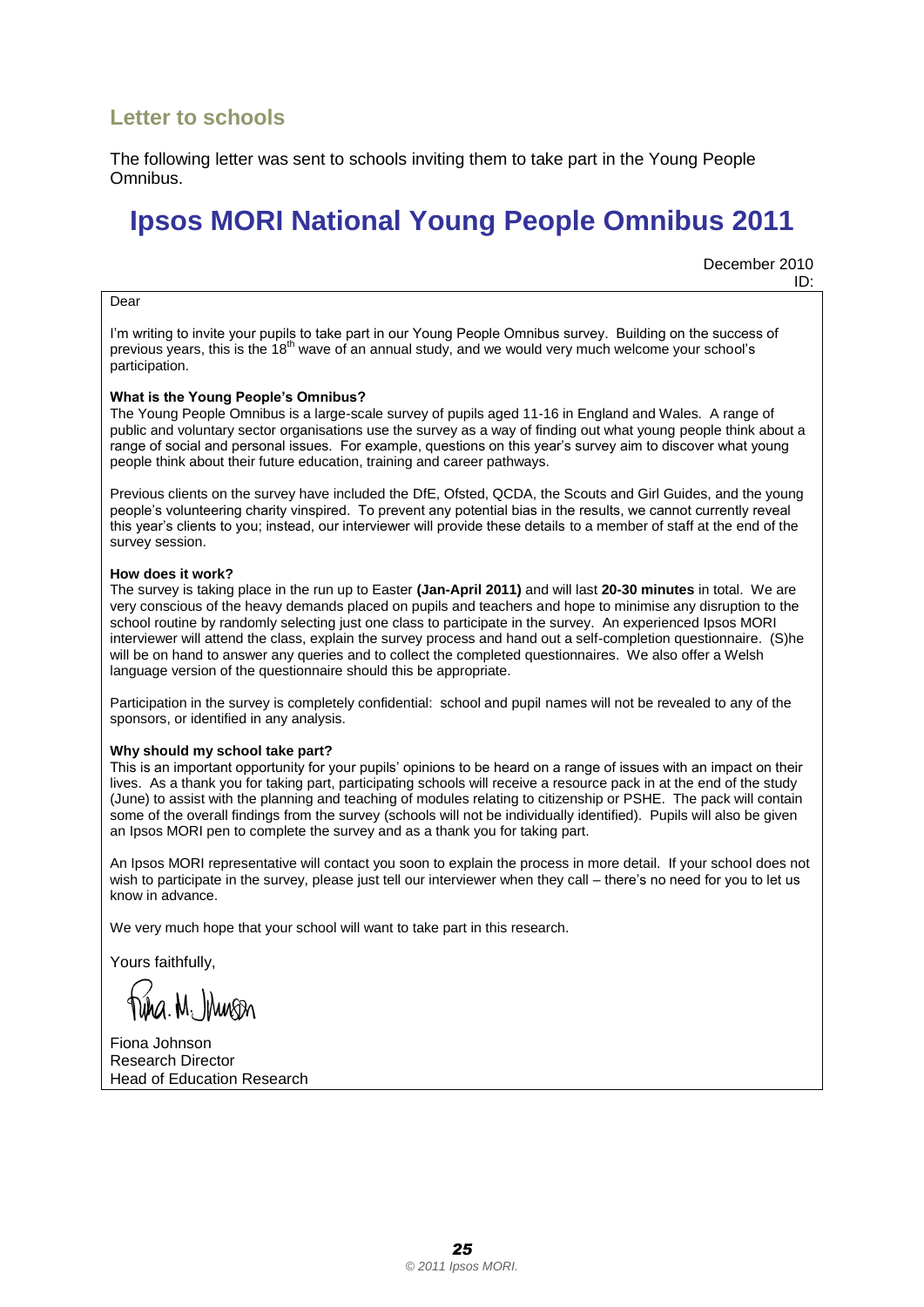## Letter to schools

The following letter was sent to schools inviting them to take part in the Young People Omnibus.

# Ipsos MORI National Young People Omnibus 2011

December 2010
ID:

Dear

I'm writing to invite your pupils to take part in our Young People Omnibus survey. Building on the success of previous years, this is the 18th wave of an annual study, and we would very much welcome your school's participation.

**What is the Young People's Omnibus?**
The Young People Omnibus is a large-scale survey of pupils aged 11-16 in England and Wales. A range of public and voluntary sector organisations use the survey as a way of finding out what young people think about a range of social and personal issues. For example, questions on this year's survey aim to discover what young people think about their future education, training and career pathways.

Previous clients on the survey have included the DfE, Ofsted, QCDA, the Scouts and Girl Guides, and the young people's volunteering charity vinspired. To prevent any potential bias in the results, we cannot currently reveal this year's clients to you; instead, our interviewer will provide these details to a member of staff at the end of the survey session.

**How does it work?**
The survey is taking place in the run up to Easter **(Jan-April 2011)** and will last **20-30 minutes** in total. We are very conscious of the heavy demands placed on pupils and teachers and hope to minimise any disruption to the school routine by randomly selecting just one class to participate in the survey. An experienced Ipsos MORI interviewer will attend the class, explain the survey process and hand out a self-completion questionnaire. (S)he will be on hand to answer any queries and to collect the completed questionnaires. We also offer a Welsh language version of the questionnaire should this be appropriate.

Participation in the survey is completely confidential: school and pupil names will not be revealed to any of the sponsors, or identified in any analysis.

**Why should my school take part?**
This is an important opportunity for your pupils' opinions to be heard on a range of issues with an impact on their lives. As a thank you for taking part, participating schools will receive a resource pack in at the end of the study (June) to assist with the planning and teaching of modules relating to citizenship or PSHE. The pack will contain some of the overall findings from the survey (schools will not be individually identified). Pupils will also be given an Ipsos MORI pen to complete the survey and as a thank you for taking part.

An Ipsos MORI representative will contact you soon to explain the process in more detail. If your school does not wish to participate in the survey, please just tell our interviewer when they call – there's no need for you to let us know in advance.

We very much hope that your school will want to take part in this research.

Yours faithfully,

Fiona Johnson
Research Director
Head of Education Research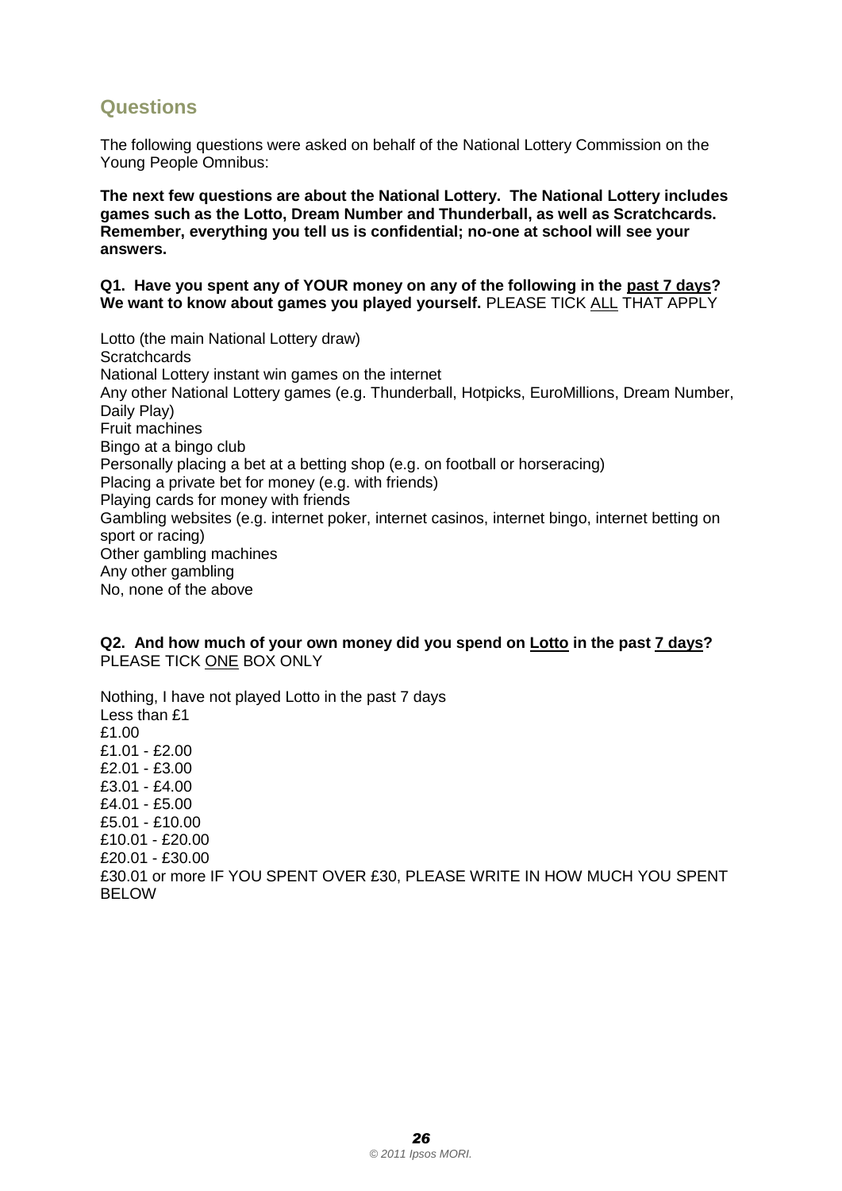## Questions

The following questions were asked on behalf of the National Lottery Commission on the Young People Omnibus:

**The next few questions are about the National Lottery. The National Lottery includes games such as the Lotto, Dream Number and Thunderball, as well as Scratchcards. Remember, everything you tell us is confidential; no-one at school will see your answers.**

**Q1. Have you spent any of YOUR money on any of the following in the past 7 days? We want to know about games you played yourself.** PLEASE TICK ALL THAT APPLY

Lotto (the main National Lottery draw)
Scratchcards
National Lottery instant win games on the internet
Any other National Lottery games (e.g. Thunderball, Hotpicks, EuroMillions, Dream Number, Daily Play)
Fruit machines
Bingo at a bingo club
Personally placing a bet at a betting shop (e.g. on football or horseracing)
Placing a private bet for money (e.g. with friends)
Playing cards for money with friends
Gambling websites (e.g. internet poker, internet casinos, internet bingo, internet betting on sport or racing)
Other gambling machines
Any other gambling
No, none of the above

**Q2. And how much of your own money did you spend on Lotto in the past 7 days?** PLEASE TICK ONE BOX ONLY

Nothing, I have not played Lotto in the past 7 days
Less than £1
£1.00
£1.01 - £2.00
£2.01 - £3.00
£3.01 - £4.00
£4.01 - £5.00
£5.01 - £10.00
£10.01 - £20.00
£20.01 - £30.00
£30.01 or more IF YOU SPENT OVER £30, PLEASE WRITE IN HOW MUCH YOU SPENT BELOW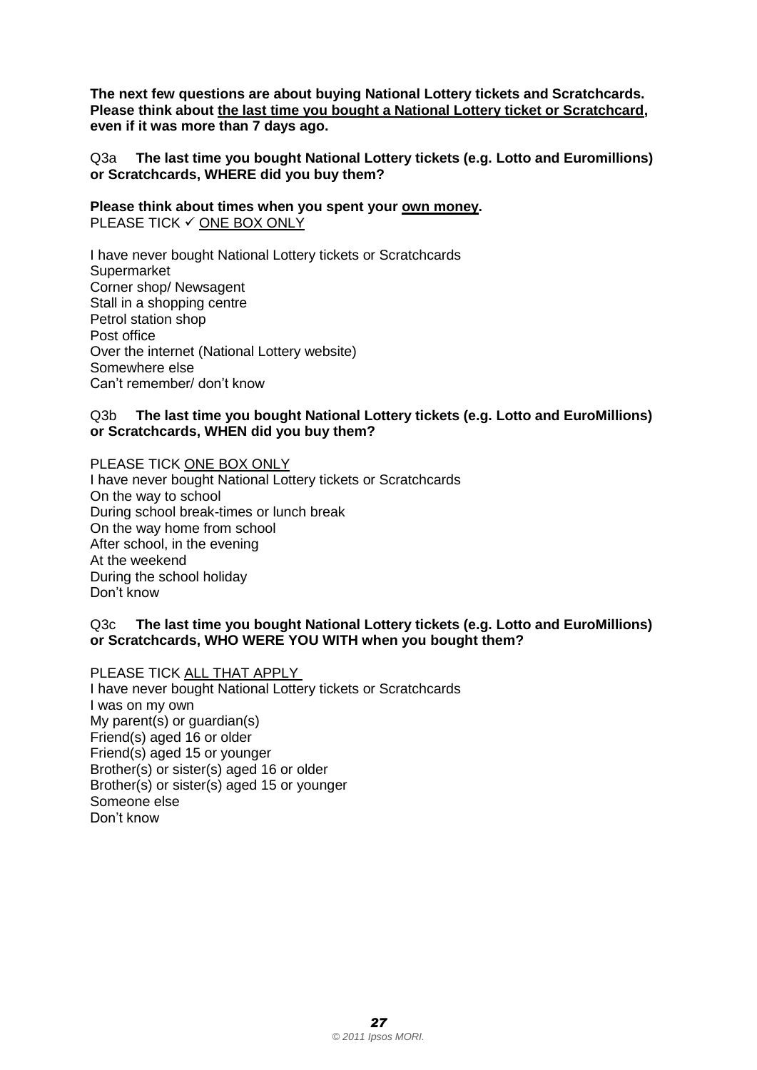**The next few questions are about buying National Lottery tickets and Scratchcards. Please think about <u>the last time you bought a National Lottery ticket or Scratchcard</u>, even if it was more than 7 days ago.**

Q3a **The last time you bought National Lottery tickets (e.g. Lotto and Euromillions) or Scratchcards, WHERE did you buy them?**

**Please think about times when you spent your <u>own money</u>.**
PLEASE TICK ✓ <u>ONE BOX ONLY</u>

I have never bought National Lottery tickets or Scratchcards
Supermarket
Corner shop/ Newsagent
Stall in a shopping centre
Petrol station shop
Post office
Over the internet (National Lottery website)
Somewhere else
Can't remember/ don't know

Q3b **The last time you bought National Lottery tickets (e.g. Lotto and EuroMillions) or Scratchcards, WHEN did you buy them?**

PLEASE TICK <u>ONE BOX ONLY</u>
I have never bought National Lottery tickets or Scratchcards
On the way to school
During school break-times or lunch break
On the way home from school
After school, in the evening
At the weekend
During the school holiday
Don't know

Q3c **The last time you bought National Lottery tickets (e.g. Lotto and EuroMillions) or Scratchcards, WHO WERE YOU WITH when you bought them?**

PLEASE TICK <u>ALL THAT APPLY</u>
I have never bought National Lottery tickets or Scratchcards
I was on my own
My parent(s) or guardian(s)
Friend(s) aged 16 or older
Friend(s) aged 15 or younger
Brother(s) or sister(s) aged 16 or older
Brother(s) or sister(s) aged 15 or younger
Someone else
Don't know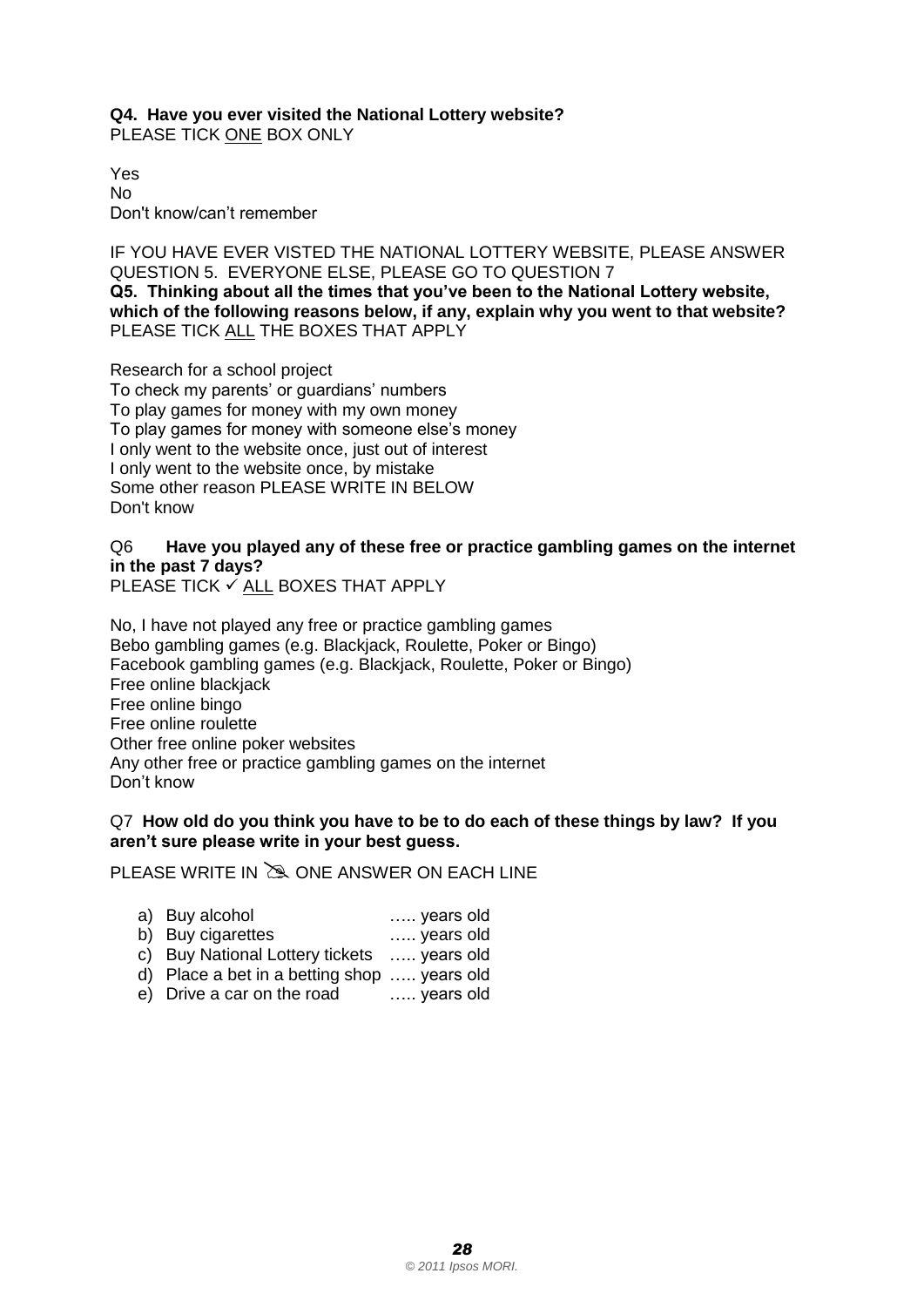**Q4. Have you ever visited the National Lottery website?**
PLEASE TICK ONE BOX ONLY

Yes
No
Don't know/can't remember

IF YOU HAVE EVER VISTED THE NATIONAL LOTTERY WEBSITE, PLEASE ANSWER QUESTION 5. EVERYONE ELSE, PLEASE GO TO QUESTION 7

**Q5. Thinking about all the times that you've been to the National Lottery website, which of the following reasons below, if any, explain why you went to that website?**
PLEASE TICK ALL THE BOXES THAT APPLY

Research for a school project
To check my parents' or guardians' numbers
To play games for money with my own money
To play games for money with someone else's money
I only went to the website once, just out of interest
I only went to the website once, by mistake
Some other reason PLEASE WRITE IN BELOW
Don't know

Q6 **Have you played any of these free or practice gambling games on the internet in the past 7 days?**
PLEASE TICK ✓ ALL BOXES THAT APPLY

No, I have not played any free or practice gambling games
Bebo gambling games (e.g. Blackjack, Roulette, Poker or Bingo)
Facebook gambling games (e.g. Blackjack, Roulette, Poker or Bingo)
Free online blackjack
Free online bingo
Free online roulette
Other free online poker websites
Any other free or practice gambling games on the internet
Don't know

Q7 **How old do you think you have to be to do each of these things by law? If you aren't sure please write in your best guess.**

PLEASE WRITE IN ✍ ONE ANSWER ON EACH LINE

a) Buy alcohol ….. years old
b) Buy cigarettes ….. years old
c) Buy National Lottery tickets ….. years old
d) Place a bet in a betting shop ….. years old
e) Drive a car on the road ….. years old

*© 2011 Ipsos MORI.*